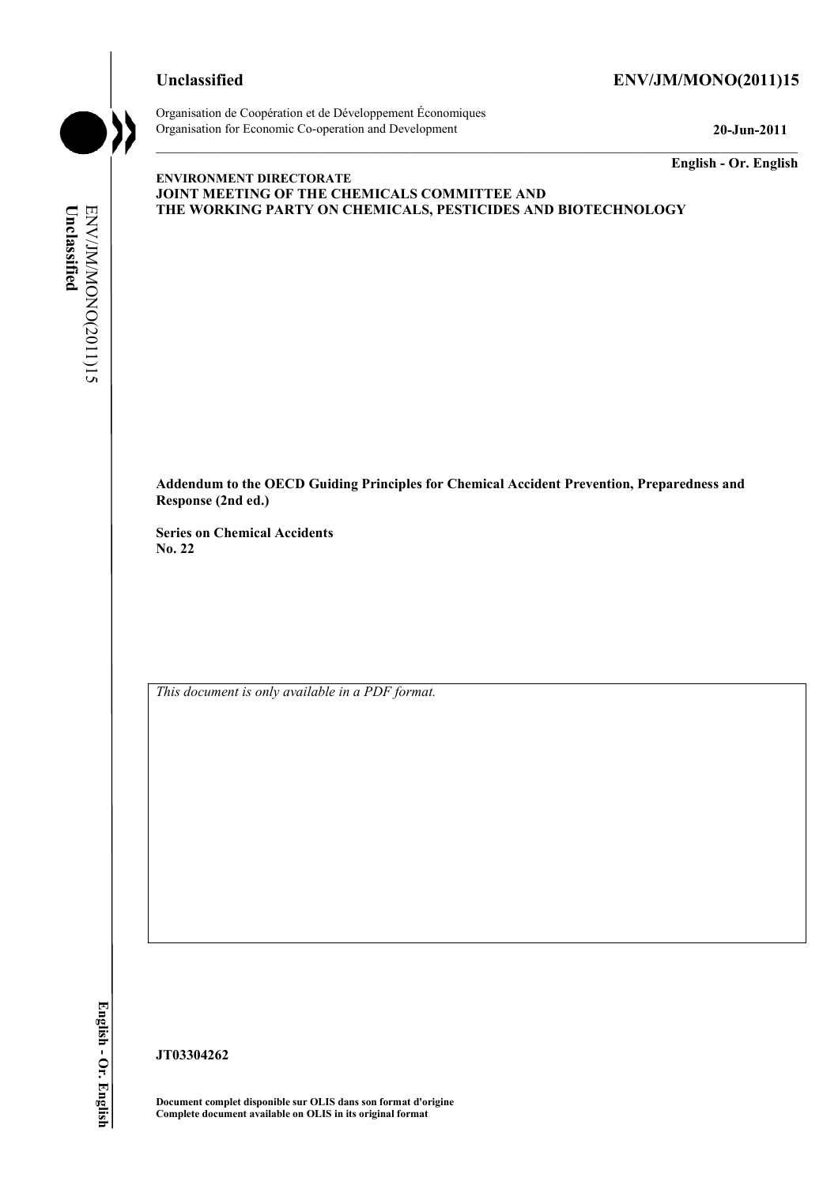**Unclassified** **ENV/JM/MONO(2011)15**

Organisation de Coopération et de Développement Économiques
Organisation for Economic Co-operation and Development **20-Jun-2011**

**English - Or. English**

**ENVIRONMENT DIRECTORATE**
**JOINT MEETING OF THE CHEMICALS COMMITTEE AND**
**THE WORKING PARTY ON CHEMICALS, PESTICIDES AND BIOTECHNOLOGY**

**Addendum to the OECD Guiding Principles for Chemical Accident Prevention, Preparedness and Response (2nd ed.)**

**Series on Chemical Accidents**
**No. 22**

*This document is only available in a PDF format.*

**JT03304262**

**Document complet disponible sur OLIS dans son format d'origine**
**Complete document available on OLIS in its original format**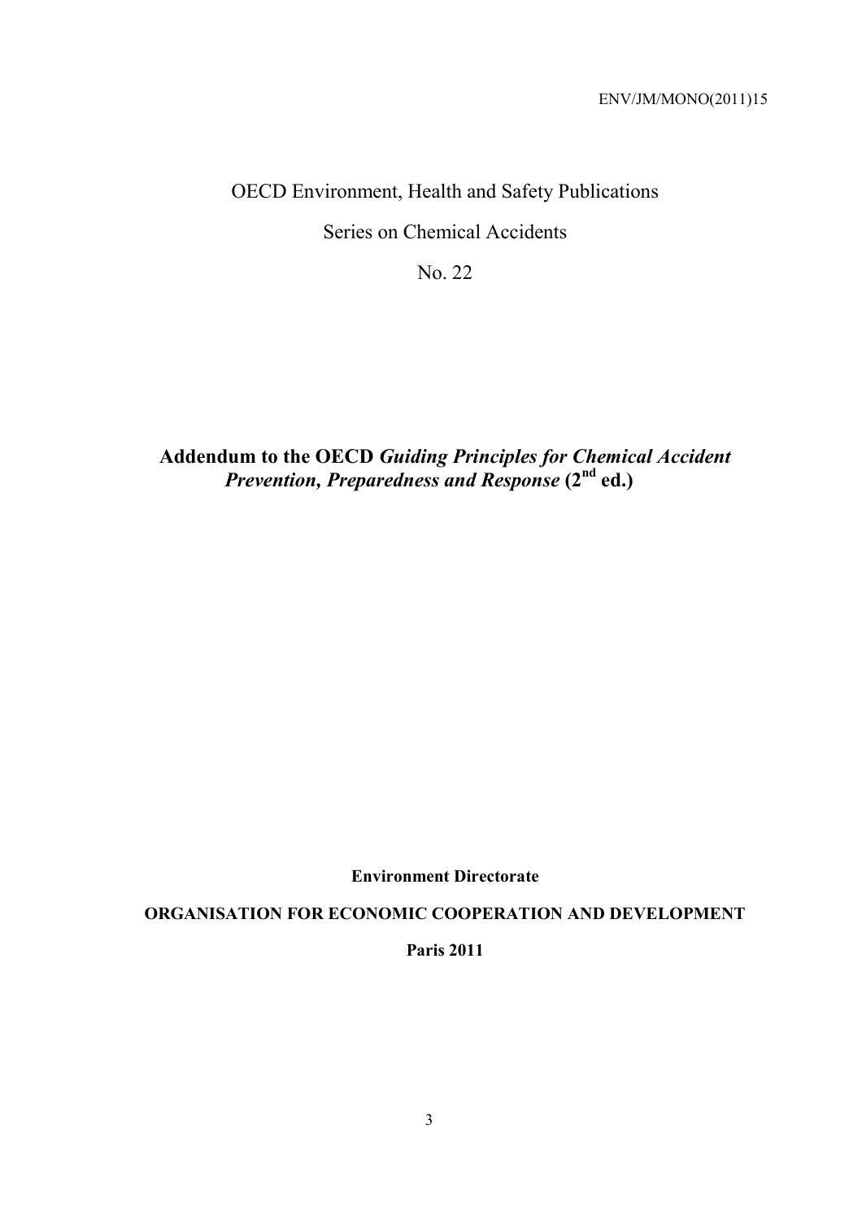ENV/JM/MONO(2011)15

OECD Environment, Health and Safety Publications

Series on Chemical Accidents

No. 22

# Addendum to the OECD *Guiding Principles for Chemical Accident Prevention, Preparedness and Response* (2nd ed.)

**Environment Directorate**

**ORGANISATION FOR ECONOMIC COOPERATION AND DEVELOPMENT**

**Paris 2011**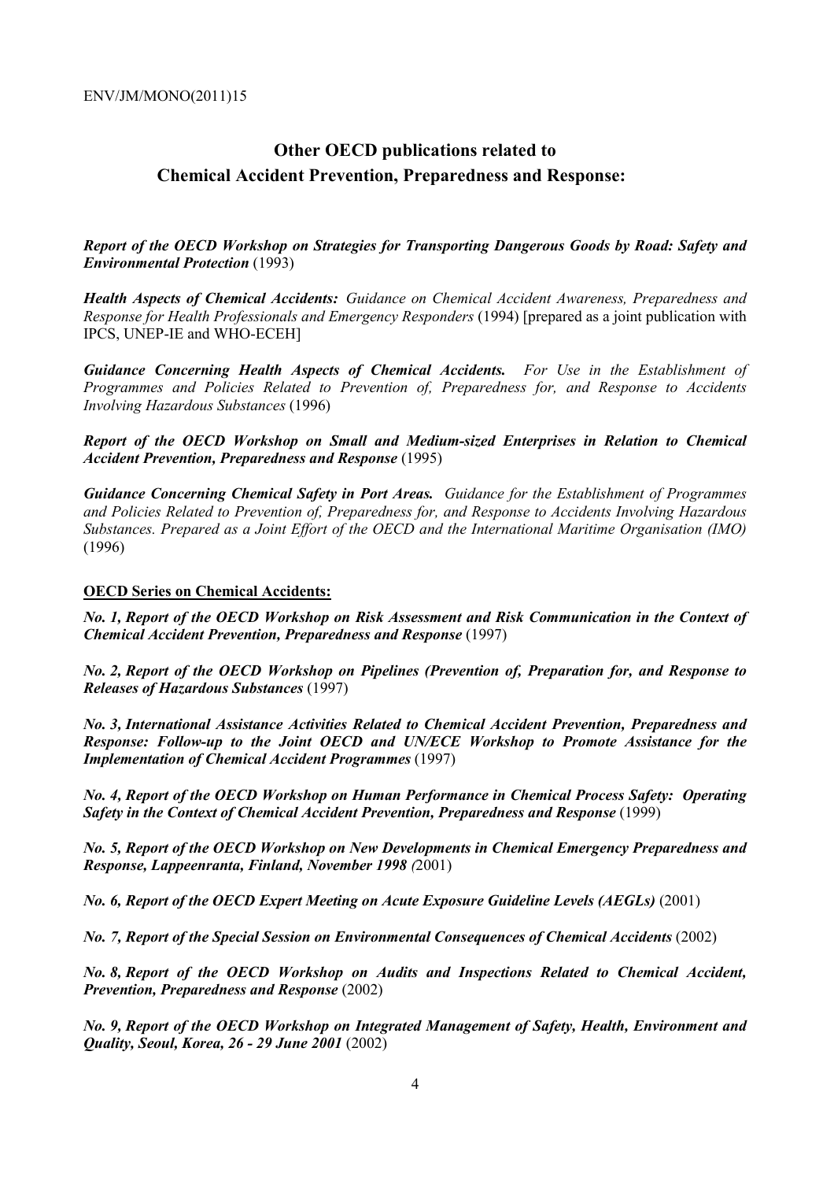# Other OECD publications related to Chemical Accident Prevention, Preparedness and Response:

***Report of the OECD Workshop on Strategies for Transporting Dangerous Goods by Road: Safety and Environmental Protection*** (1993)

***Health Aspects of Chemical Accidents:*** *Guidance on Chemical Accident Awareness, Preparedness and Response for Health Professionals and Emergency Responders* (1994) [prepared as a joint publication with IPCS, UNEP-IE and WHO-ECEH]

***Guidance Concerning Health Aspects of Chemical Accidents.*** *For Use in the Establishment of Programmes and Policies Related to Prevention of, Preparedness for, and Response to Accidents Involving Hazardous Substances* (1996)

***Report of the OECD Workshop on Small and Medium-sized Enterprises in Relation to Chemical Accident Prevention, Preparedness and Response*** (1995)

***Guidance Concerning Chemical Safety in Port Areas.*** *Guidance for the Establishment of Programmes and Policies Related to Prevention of, Preparedness for, and Response to Accidents Involving Hazardous Substances. Prepared as a Joint Effort of the OECD and the International Maritime Organisation (IMO)* (1996)

**OECD Series on Chemical Accidents:**

***No. 1, Report of the OECD Workshop on Risk Assessment and Risk Communication in the Context of Chemical Accident Prevention, Preparedness and Response*** (1997)

***No. 2, Report of the OECD Workshop on Pipelines (Prevention of, Preparation for, and Response to Releases of Hazardous Substances*** (1997)

***No. 3, International Assistance Activities Related to Chemical Accident Prevention, Preparedness and Response: Follow-up to the Joint OECD and UN/ECE Workshop to Promote Assistance for the Implementation of Chemical Accident Programmes*** (1997)

***No. 4, Report of the OECD Workshop on Human Performance in Chemical Process Safety: Operating Safety in the Context of Chemical Accident Prevention, Preparedness and Response*** (1999)

***No. 5, Report of the OECD Workshop on New Developments in Chemical Emergency Preparedness and Response, Lappeenranta, Finland, November 1998*** *(*2001)

***No. 6, Report of the OECD Expert Meeting on Acute Exposure Guideline Levels (AEGLs)*** (2001)

***No. 7, Report of the Special Session on Environmental Consequences of Chemical Accidents*** (2002)

***No. 8, Report of the OECD Workshop on Audits and Inspections Related to Chemical Accident, Prevention, Preparedness and Response*** (2002)

***No. 9, Report of the OECD Workshop on Integrated Management of Safety, Health, Environment and Quality, Seoul, Korea, 26 - 29 June 2001*** (2002)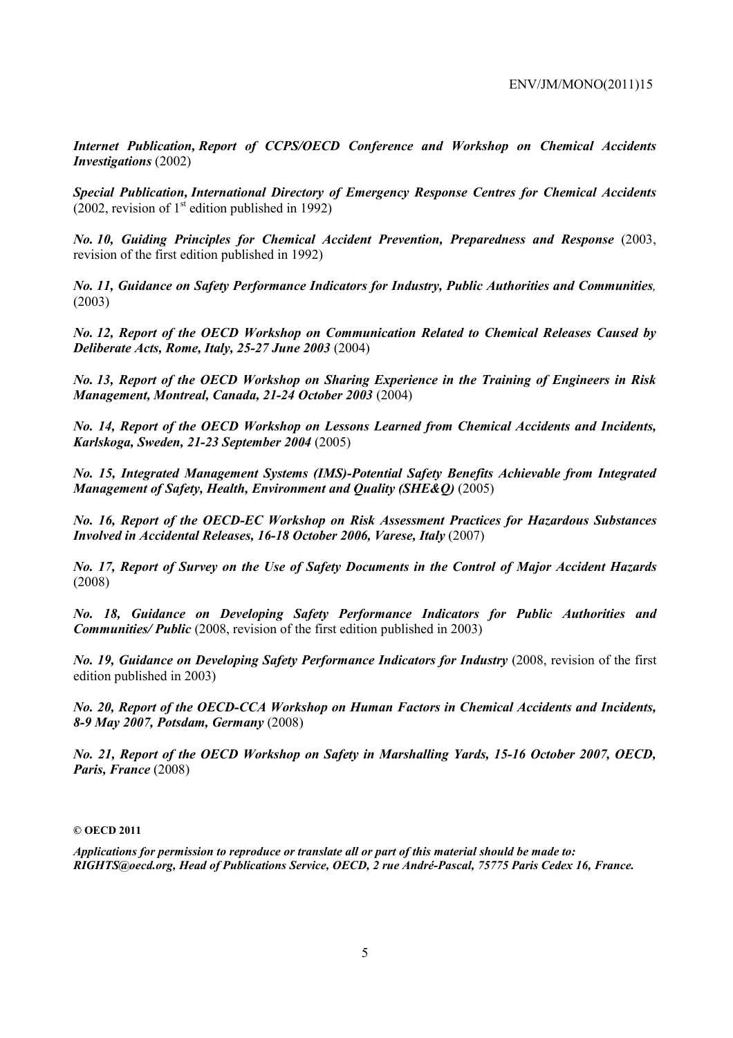***Internet Publication, Report of CCPS/OECD Conference and Workshop on Chemical Accidents Investigations*** (2002)

***Special Publication, International Directory of Emergency Response Centres for Chemical Accidents*** (2002, revision of 1st edition published in 1992)

***No. 10, Guiding Principles for Chemical Accident Prevention, Preparedness and Response*** (2003, revision of the first edition published in 1992)

***No. 11, Guidance on Safety Performance Indicators for Industry, Public Authorities and Communities,*** (2003)

***No. 12, Report of the OECD Workshop on Communication Related to Chemical Releases Caused by Deliberate Acts, Rome, Italy, 25-27 June 2003*** (2004)

***No. 13, Report of the OECD Workshop on Sharing Experience in the Training of Engineers in Risk Management, Montreal, Canada, 21-24 October 2003*** (2004)

***No. 14, Report of the OECD Workshop on Lessons Learned from Chemical Accidents and Incidents, Karlskoga, Sweden, 21-23 September 2004*** (2005)

***No. 15, Integrated Management Systems (IMS)-Potential Safety Benefits Achievable from Integrated Management of Safety, Health, Environment and Quality (SHE&Q)*** (2005)

***No. 16, Report of the OECD-EC Workshop on Risk Assessment Practices for Hazardous Substances Involved in Accidental Releases, 16-18 October 2006, Varese, Italy*** (2007)

***No. 17, Report of Survey on the Use of Safety Documents in the Control of Major Accident Hazards*** (2008)

***No. 18, Guidance on Developing Safety Performance Indicators for Public Authorities and Communities/ Public*** (2008, revision of the first edition published in 2003)

***No. 19, Guidance on Developing Safety Performance Indicators for Industry*** (2008, revision of the first edition published in 2003)

***No. 20, Report of the OECD-CCA Workshop on Human Factors in Chemical Accidents and Incidents, 8-9 May 2007, Potsdam, Germany*** (2008)

***No. 21, Report of the OECD Workshop on Safety in Marshalling Yards, 15-16 October 2007, OECD, Paris, France*** (2008)

**© OECD 2011**

***Applications for permission to reproduce or translate all or part of this material should be made to: RIGHTS@oecd.org, Head of Publications Service, OECD, 2 rue André-Pascal, 75775 Paris Cedex 16, France.***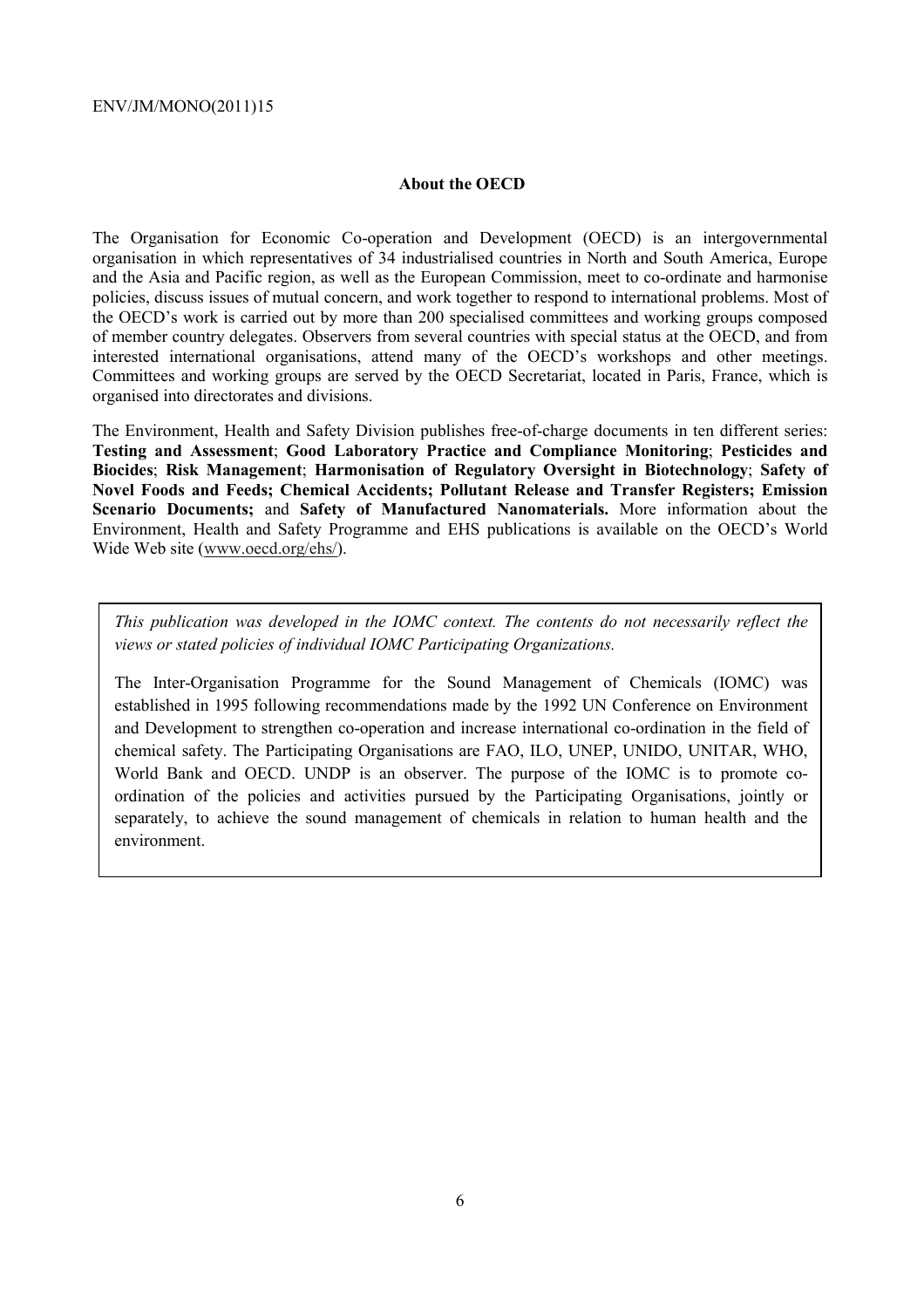## About the OECD

The Organisation for Economic Co-operation and Development (OECD) is an intergovernmental organisation in which representatives of 34 industrialised countries in North and South America, Europe and the Asia and Pacific region, as well as the European Commission, meet to co-ordinate and harmonise policies, discuss issues of mutual concern, and work together to respond to international problems. Most of the OECD's work is carried out by more than 200 specialised committees and working groups composed of member country delegates. Observers from several countries with special status at the OECD, and from interested international organisations, attend many of the OECD's workshops and other meetings. Committees and working groups are served by the OECD Secretariat, located in Paris, France, which is organised into directorates and divisions.

The Environment, Health and Safety Division publishes free-of-charge documents in ten different series: **Testing and Assessment**; **Good Laboratory Practice and Compliance Monitoring**; **Pesticides and Biocides**; **Risk Management**; **Harmonisation of Regulatory Oversight in Biotechnology**; **Safety of Novel Foods and Feeds; Chemical Accidents; Pollutant Release and Transfer Registers; Emission Scenario Documents;** and **Safety of Manufactured Nanomaterials.** More information about the Environment, Health and Safety Programme and EHS publications is available on the OECD's World Wide Web site (www.oecd.org/ehs/).

*This publication was developed in the IOMC context. The contents do not necessarily reflect the views or stated policies of individual IOMC Participating Organizations.*

The Inter-Organisation Programme for the Sound Management of Chemicals (IOMC) was established in 1995 following recommendations made by the 1992 UN Conference on Environment and Development to strengthen co-operation and increase international co-ordination in the field of chemical safety. The Participating Organisations are FAO, ILO, UNEP, UNIDO, UNITAR, WHO, World Bank and OECD. UNDP is an observer. The purpose of the IOMC is to promote co-ordination of the policies and activities pursued by the Participating Organisations, jointly or separately, to achieve the sound management of chemicals in relation to human health and the environment.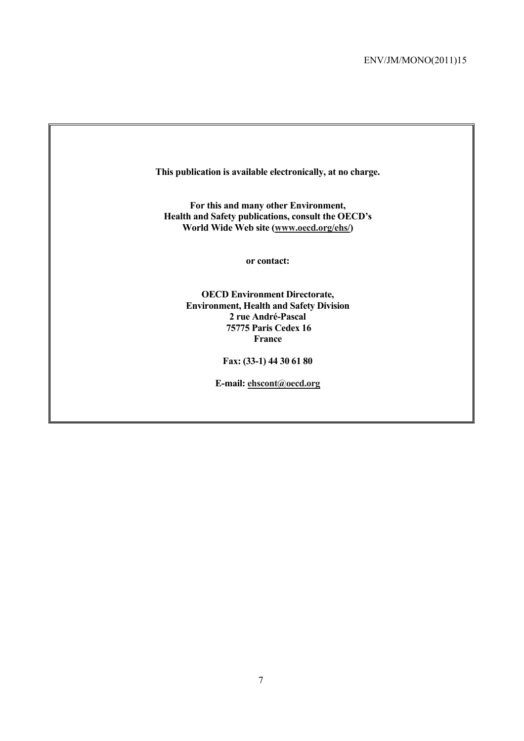**This publication is available electronically, at no charge.**

**For this and many other Environment, Health and Safety publications, consult the OECD's World Wide Web site (www.oecd.org/ehs/)**

**or contact:**

**OECD Environment Directorate,**
**Environment, Health and Safety Division**
**2 rue André-Pascal**
**75775 Paris Cedex 16**
**France**

**Fax: (33-1) 44 30 61 80**

**E-mail: ehscont@oecd.org**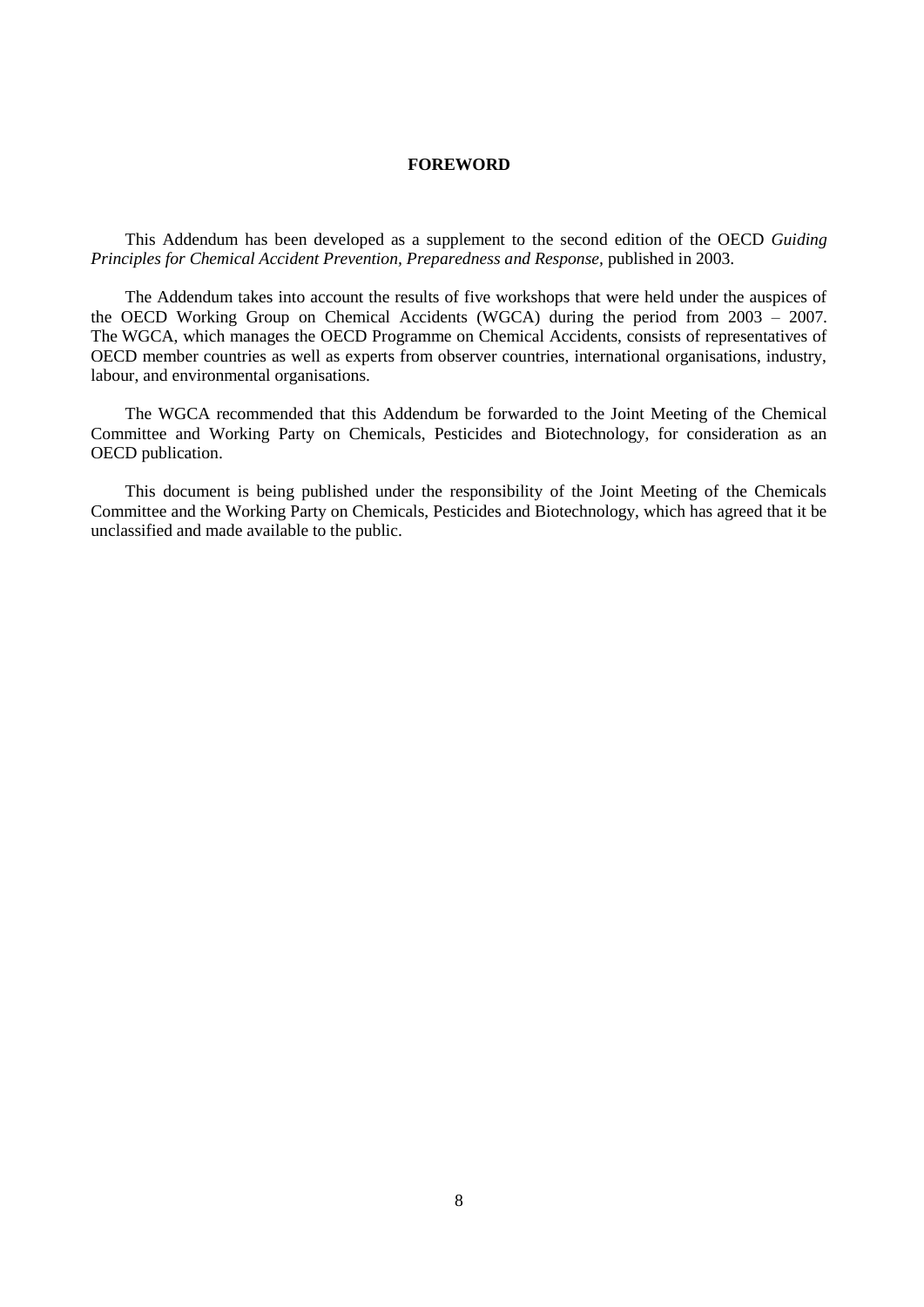# FOREWORD

This Addendum has been developed as a supplement to the second edition of the OECD *Guiding Principles for Chemical Accident Prevention, Preparedness and Response,* published in 2003.

The Addendum takes into account the results of five workshops that were held under the auspices of the OECD Working Group on Chemical Accidents (WGCA) during the period from 2003 – 2007. The WGCA, which manages the OECD Programme on Chemical Accidents, consists of representatives of OECD member countries as well as experts from observer countries, international organisations, industry, labour, and environmental organisations.

The WGCA recommended that this Addendum be forwarded to the Joint Meeting of the Chemical Committee and Working Party on Chemicals, Pesticides and Biotechnology, for consideration as an OECD publication.

This document is being published under the responsibility of the Joint Meeting of the Chemicals Committee and the Working Party on Chemicals, Pesticides and Biotechnology, which has agreed that it be unclassified and made available to the public.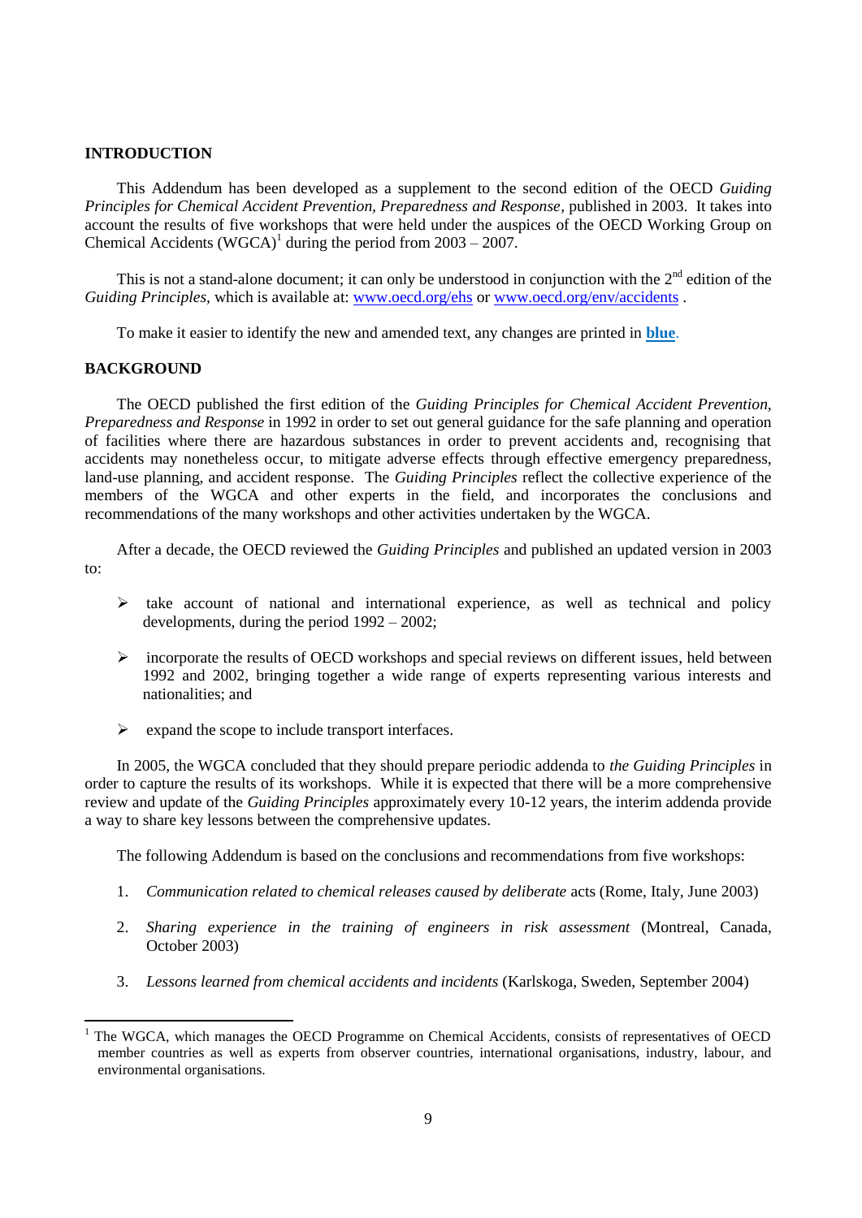## INTRODUCTION

This Addendum has been developed as a supplement to the second edition of the OECD *Guiding Principles for Chemical Accident Prevention, Preparedness and Response,* published in 2003. It takes into account the results of five workshops that were held under the auspices of the OECD Working Group on Chemical Accidents (WGCA)[1] during the period from 2003 – 2007.

This is not a stand-alone document; it can only be understood in conjunction with the 2nd edition of the *Guiding Principles,* which is available at: www.oecd.org/ehs or www.oecd.org/env/accidents .

To make it easier to identify the new and amended text, any changes are printed in **blue**.

## BACKGROUND

The OECD published the first edition of the *Guiding Principles for Chemical Accident Prevention, Preparedness and Response* in 1992 in order to set out general guidance for the safe planning and operation of facilities where there are hazardous substances in order to prevent accidents and, recognising that accidents may nonetheless occur, to mitigate adverse effects through effective emergency preparedness, land-use planning, and accident response. The *Guiding Principles* reflect the collective experience of the members of the WGCA and other experts in the field, and incorporates the conclusions and recommendations of the many workshops and other activities undertaken by the WGCA.

After a decade, the OECD reviewed the *Guiding Principles* and published an updated version in 2003 to:

- take account of national and international experience, as well as technical and policy developments, during the period 1992 – 2002;
- incorporate the results of OECD workshops and special reviews on different issues, held between 1992 and 2002, bringing together a wide range of experts representing various interests and nationalities; and
- expand the scope to include transport interfaces.

In 2005, the WGCA concluded that they should prepare periodic addenda to *the Guiding Principles* in order to capture the results of its workshops. While it is expected that there will be a more comprehensive review and update of the *Guiding Principles* approximately every 10-12 years, the interim addenda provide a way to share key lessons between the comprehensive updates.

The following Addendum is based on the conclusions and recommendations from five workshops:

1. *Communication related to chemical releases caused by deliberate* acts (Rome, Italy, June 2003)
2. *Sharing experience in the training of engineers in risk assessment* (Montreal, Canada, October 2003)
3. *Lessons learned from chemical accidents and incidents* (Karlskoga, Sweden, September 2004)

[1] The WGCA, which manages the OECD Programme on Chemical Accidents, consists of representatives of OECD member countries as well as experts from observer countries, international organisations, industry, labour, and environmental organisations.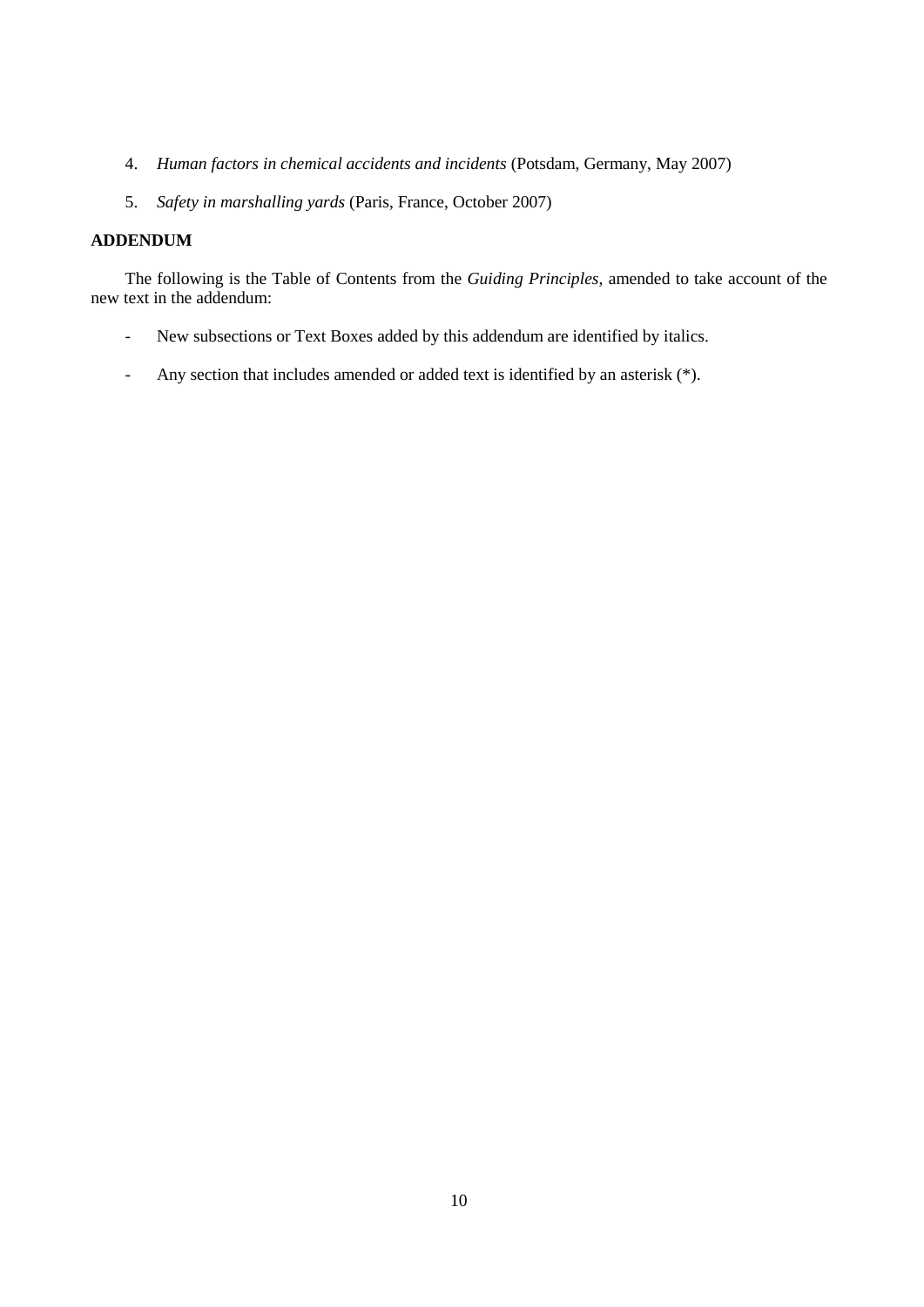4. *Human factors in chemical accidents and incidents* (Potsdam, Germany, May 2007)

5. *Safety in marshalling yards* (Paris, France, October 2007)

**ADDENDUM**

The following is the Table of Contents from the *Guiding Principles*, amended to take account of the new text in the addendum:

- New subsections or Text Boxes added by this addendum are identified by italics.

- Any section that includes amended or added text is identified by an asterisk (*).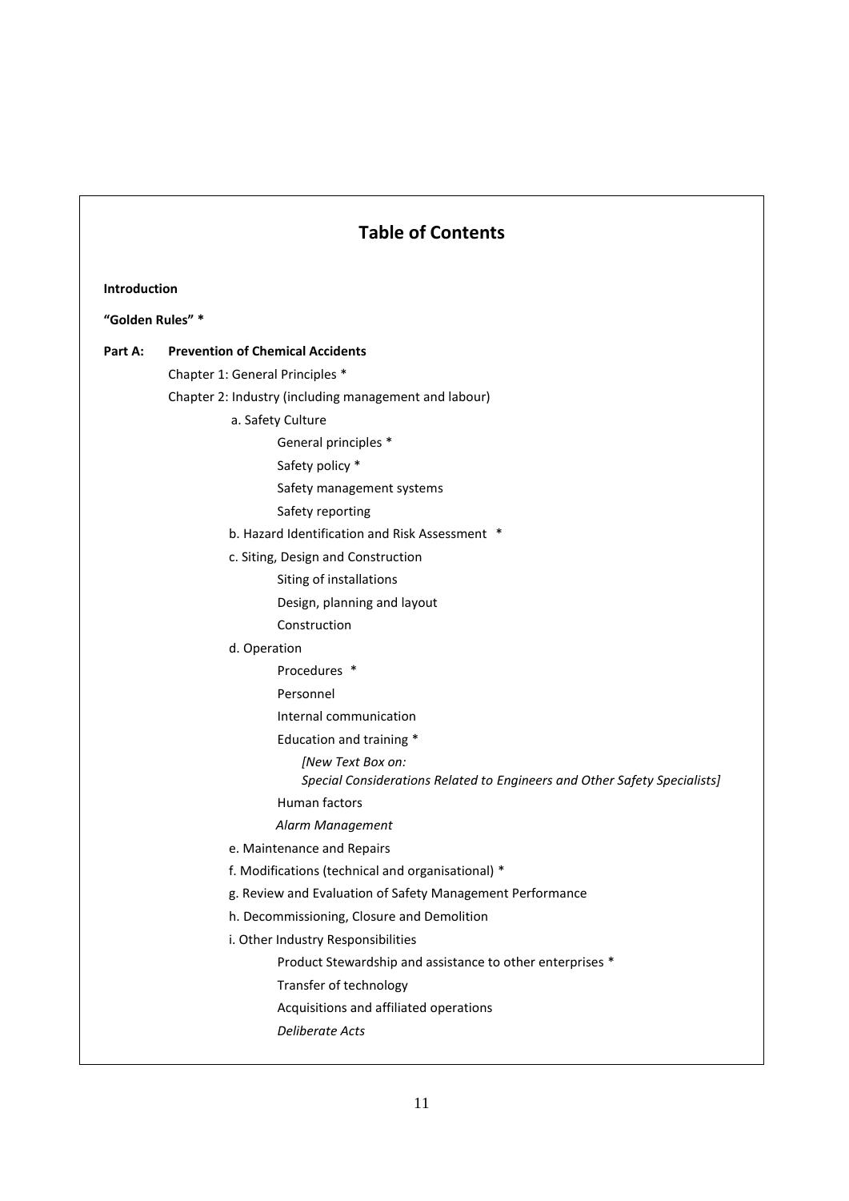# Table of Contents

**Introduction**

**"Golden Rules" ***

**Part A: Prevention of Chemical Accidents**

- Chapter 1: General Principles *
- Chapter 2: Industry (including management and labour)
  - a. Safety Culture
    - General principles *
    - Safety policy *
    - Safety management systems
    - Safety reporting
  - b. Hazard Identification and Risk Assessment *
  - c. Siting, Design and Construction
    - Siting of installations
    - Design, planning and layout
    - Construction
  - d. Operation
    - Procedures *
    - Personnel
    - Internal communication
    - Education and training *
      - *[New Text Box on: Special Considerations Related to Engineers and Other Safety Specialists]*
    - Human factors
    - *Alarm Management*
  - e. Maintenance and Repairs
  - f. Modifications (technical and organisational) *
  - g. Review and Evaluation of Safety Management Performance
  - h. Decommissioning, Closure and Demolition
  - i. Other Industry Responsibilities
    - Product Stewardship and assistance to other enterprises *
    - Transfer of technology
    - Acquisitions and affiliated operations
    - *Deliberate Acts*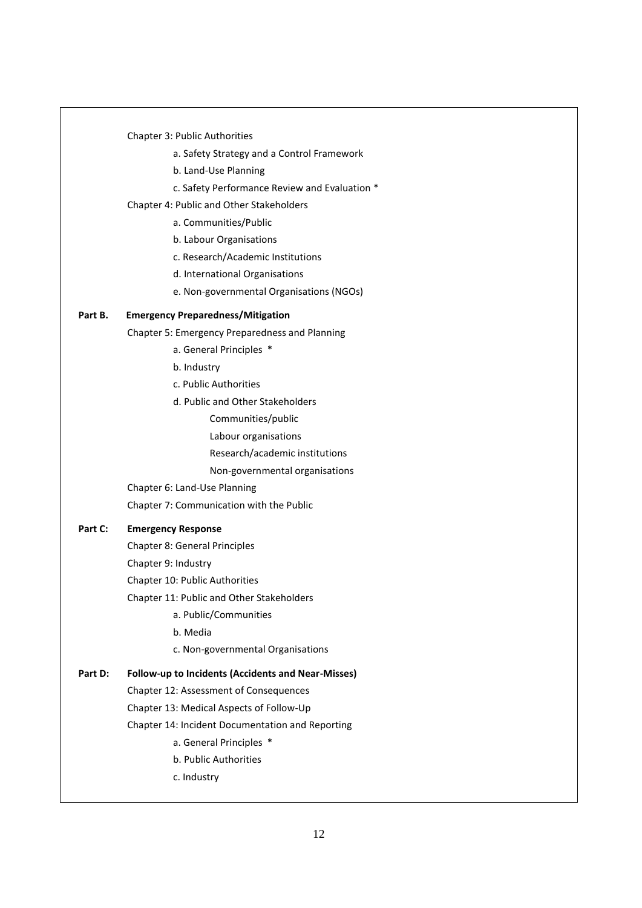Chapter 3: Public Authorities

- a. Safety Strategy and a Control Framework
- b. Land-Use Planning
- c. Safety Performance Review and Evaluation *

Chapter 4: Public and Other Stakeholders

- a. Communities/Public
- b. Labour Organisations
- c. Research/Academic Institutions
- d. International Organisations
- e. Non-governmental Organisations (NGOs)

**Part B. Emergency Preparedness/Mitigation**

Chapter 5: Emergency Preparedness and Planning

- a. General Principles *
- b. Industry
- c. Public Authorities
- d. Public and Other Stakeholders
  - Communities/public
  - Labour organisations
  - Research/academic institutions
  - Non-governmental organisations

Chapter 6: Land-Use Planning

Chapter 7: Communication with the Public

**Part C: Emergency Response**

Chapter 8: General Principles

Chapter 9: Industry

Chapter 10: Public Authorities

Chapter 11: Public and Other Stakeholders

- a. Public/Communities
- b. Media
- c. Non-governmental Organisations

**Part D: Follow-up to Incidents (Accidents and Near-Misses)**

Chapter 12: Assessment of Consequences

Chapter 13: Medical Aspects of Follow-Up

Chapter 14: Incident Documentation and Reporting

- a. General Principles *
- b. Public Authorities
- c. Industry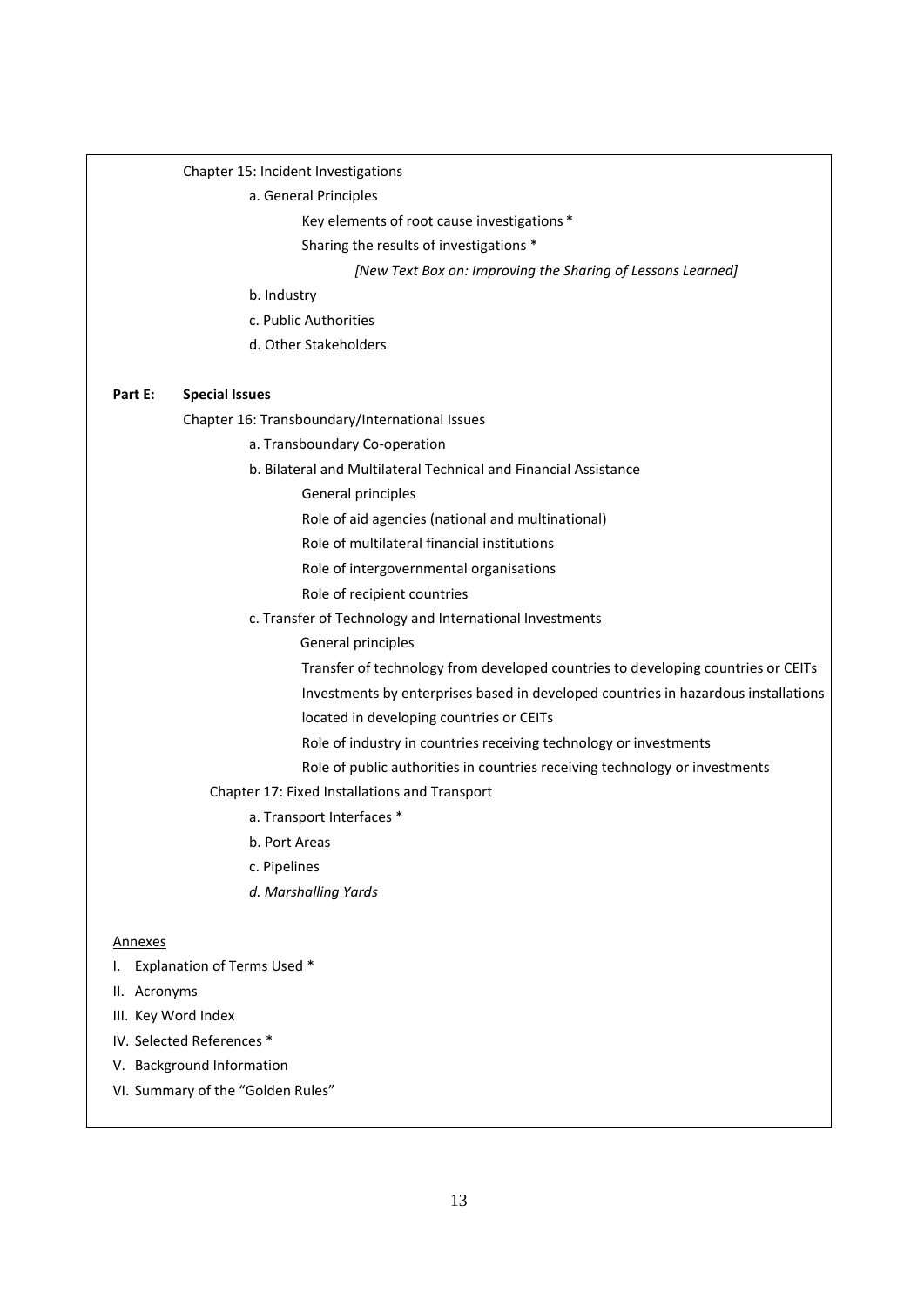Chapter 15: Incident Investigations

- a. General Principles
  - Key elements of root cause investigations *
  - Sharing the results of investigations *
    - *[New Text Box on: Improving the Sharing of Lessons Learned]*
- b. Industry
- c. Public Authorities
- d. Other Stakeholders

**Part E: Special Issues**

Chapter 16: Transboundary/International Issues

- a. Transboundary Co-operation
- b. Bilateral and Multilateral Technical and Financial Assistance
  - General principles
  - Role of aid agencies (national and multinational)
  - Role of multilateral financial institutions
  - Role of intergovernmental organisations
  - Role of recipient countries
- c. Transfer of Technology and International Investments
  - General principles
  - Transfer of technology from developed countries to developing countries or CEITs
  - Investments by enterprises based in developed countries in hazardous installations located in developing countries or CEITs
  - Role of industry in countries receiving technology or investments
  - Role of public authorities in countries receiving technology or investments

Chapter 17: Fixed Installations and Transport

- a. Transport Interfaces *
- b. Port Areas
- c. Pipelines
- *d. Marshalling Yards*

<u>Annexes</u>

I. Explanation of Terms Used *

II. Acronyms

III. Key Word Index

IV. Selected References *

V. Background Information

VI. Summary of the "Golden Rules"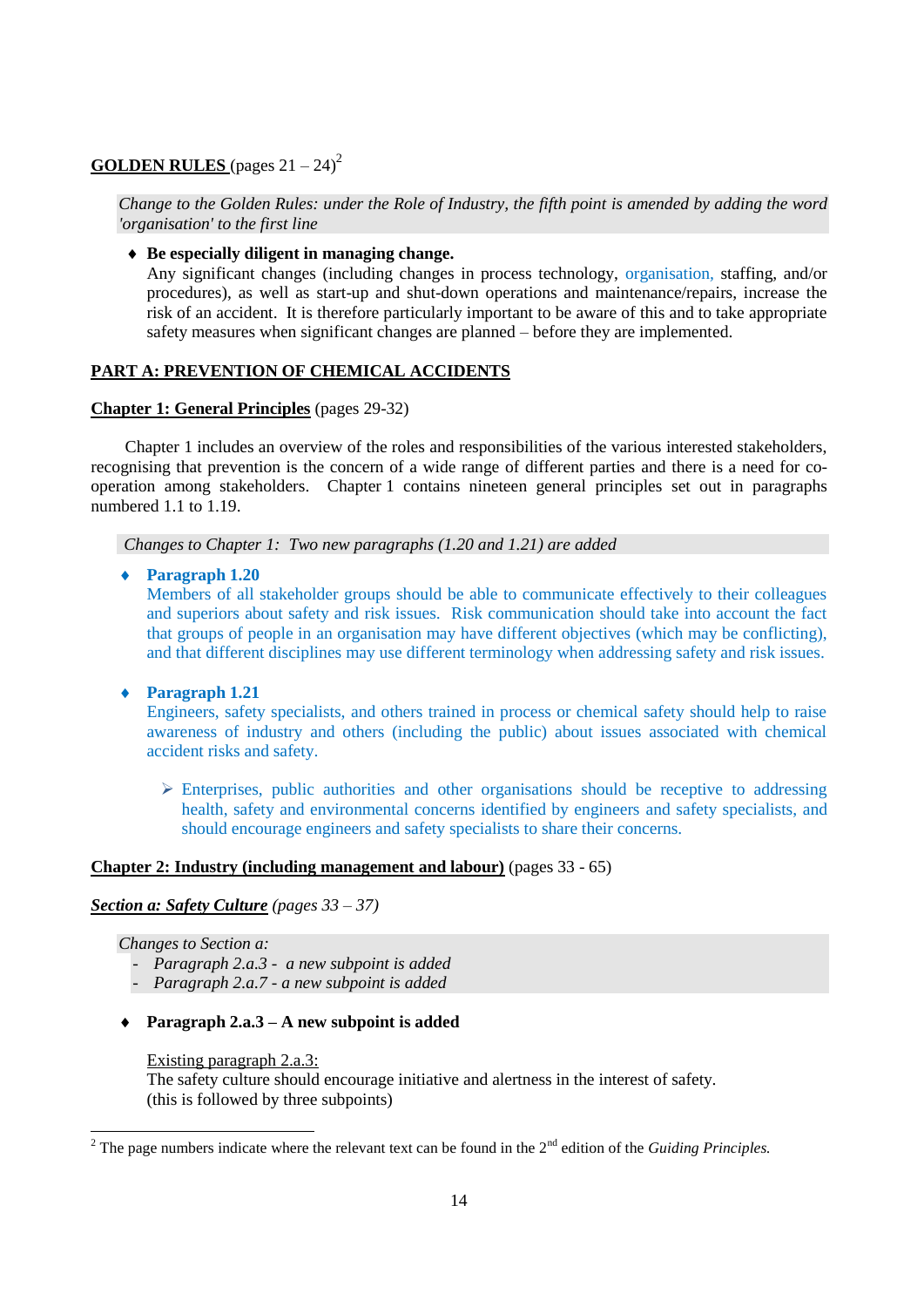**GOLDEN RULES** (pages 21 – 24)[2]

*Change to the Golden Rules: under the Role of Industry, the fifth point is amended by adding the word 'organisation' to the first line*

- **Be especially diligent in managing change.**
  Any significant changes (including changes in process technology, organisation, staffing, and/or procedures), as well as start-up and shut-down operations and maintenance/repairs, increase the risk of an accident. It is therefore particularly important to be aware of this and to take appropriate safety measures when significant changes are planned – before they are implemented.

**PART A: PREVENTION OF CHEMICAL ACCIDENTS**

**Chapter 1: General Principles** (pages 29-32)

Chapter 1 includes an overview of the roles and responsibilities of the various interested stakeholders, recognising that prevention is the concern of a wide range of different parties and there is a need for co-operation among stakeholders. Chapter 1 contains nineteen general principles set out in paragraphs numbered 1.1 to 1.19.

*Changes to Chapter 1: Two new paragraphs (1.20 and 1.21) are added*

- **Paragraph 1.20**
  Members of all stakeholder groups should be able to communicate effectively to their colleagues and superiors about safety and risk issues. Risk communication should take into account the fact that groups of people in an organisation may have different objectives (which may be conflicting), and that different disciplines may use different terminology when addressing safety and risk issues.

- **Paragraph 1.21**
  Engineers, safety specialists, and others trained in process or chemical safety should help to raise awareness of industry and others (including the public) about issues associated with chemical accident risks and safety.

  - Enterprises, public authorities and other organisations should be receptive to addressing health, safety and environmental concerns identified by engineers and safety specialists, and should encourage engineers and safety specialists to share their concerns.

**Chapter 2: Industry (including management and labour)** (pages 33 - 65)

***Section a: Safety Culture*** *(pages 33 – 37)*

*Changes to Section a:*
- *Paragraph 2.a.3 - a new subpoint is added*
- *Paragraph 2.a.7 - a new subpoint is added*

- **Paragraph 2.a.3 – A new subpoint is added**

  Existing paragraph 2.a.3:
  The safety culture should encourage initiative and alertness in the interest of safety.
  (this is followed by three subpoints)

[2] The page numbers indicate where the relevant text can be found in the 2nd edition of the *Guiding Principles.*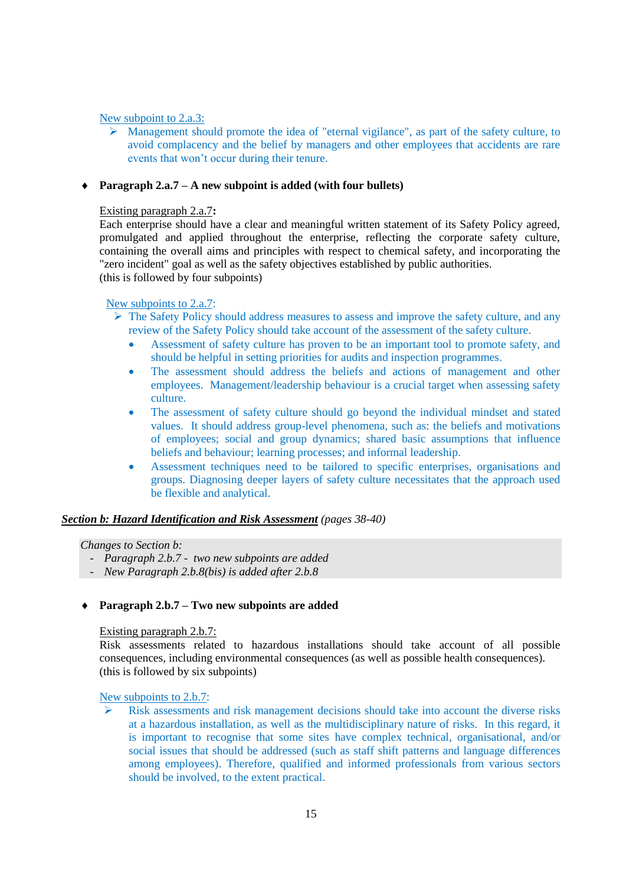New subpoint to 2.a.3:

- ➢ Management should promote the idea of "eternal vigilance", as part of the safety culture, to avoid complacency and the belief by managers and other employees that accidents are rare events that won't occur during their tenure.

♦ **Paragraph 2.a.7 – A new subpoint is added (with four bullets)**

Existing paragraph 2.a.7**:**
Each enterprise should have a clear and meaningful written statement of its Safety Policy agreed, promulgated and applied throughout the enterprise, reflecting the corporate safety culture, containing the overall aims and principles with respect to chemical safety, and incorporating the "zero incident" goal as well as the safety objectives established by public authorities.
(this is followed by four subpoints)

New subpoints to 2.a.7:

- ➢ The Safety Policy should address measures to assess and improve the safety culture, and any review of the Safety Policy should take account of the assessment of the safety culture.
  - Assessment of safety culture has proven to be an important tool to promote safety, and should be helpful in setting priorities for audits and inspection programmes.
  - The assessment should address the beliefs and actions of management and other employees. Management/leadership behaviour is a crucial target when assessing safety culture.
  - The assessment of safety culture should go beyond the individual mindset and stated values. It should address group-level phenomena, such as: the beliefs and motivations of employees; social and group dynamics; shared basic assumptions that influence beliefs and behaviour; learning processes; and informal leadership.
  - Assessment techniques need to be tailored to specific enterprises, organisations and groups. Diagnosing deeper layers of safety culture necessitates that the approach used be flexible and analytical.

***Section b: Hazard Identification and Risk Assessment*** *(pages 38-40)*

*Changes to Section b:*
- *Paragraph 2.b.7 - two new subpoints are added*
- *New Paragraph 2.b.8(bis) is added after 2.b.8*

♦ **Paragraph 2.b.7 – Two new subpoints are added**

Existing paragraph 2.b.7:
Risk assessments related to hazardous installations should take account of all possible consequences, including environmental consequences (as well as possible health consequences).
(this is followed by six subpoints)

New subpoints to 2.b.7:

- ➢ Risk assessments and risk management decisions should take into account the diverse risks at a hazardous installation, as well as the multidisciplinary nature of risks. In this regard, it is important to recognise that some sites have complex technical, organisational, and/or social issues that should be addressed (such as staff shift patterns and language differences among employees). Therefore, qualified and informed professionals from various sectors should be involved, to the extent practical.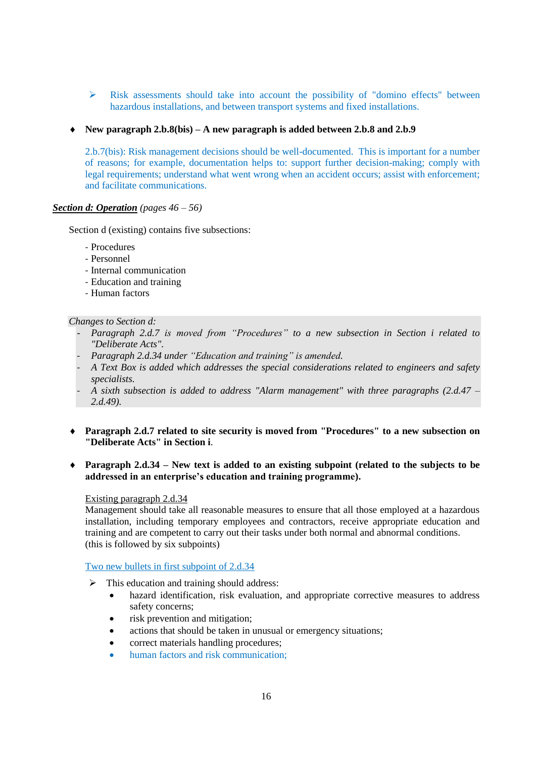- ➢ Risk assessments should take into account the possibility of "domino effects" between hazardous installations, and between transport systems and fixed installations.

- ♦ **New paragraph 2.b.8(bis) – A new paragraph is added between 2.b.8 and 2.b.9**

  2.b.7(bis): Risk management decisions should be well-documented. This is important for a number of reasons; for example, documentation helps to: support further decision-making; comply with legal requirements; understand what went wrong when an accident occurs; assist with enforcement; and facilitate communications.

***<u>Section d: Operation</u>*** *(pages 46 – 56)*

Section d (existing) contains five subsections:

- Procedures
- Personnel
- Internal communication
- Education and training
- Human factors

*Changes to Section d:*

- *Paragraph 2.d.7 is moved from "Procedures" to a new subsection in Section i related to "Deliberate Acts".*
- *Paragraph 2.d.34 under "Education and training" is amended.*
- *A Text Box is added which addresses the special considerations related to engineers and safety specialists.*
- *A sixth subsection is added to address "Alarm management" with three paragraphs (2.d.47 – 2.d.49).*

- ♦ **Paragraph 2.d.7 related to site security is moved from "Procedures" to a new subsection on "Deliberate Acts" in Section i**.

- ♦ **Paragraph 2.d.34 – New text is added to an existing subpoint (related to the subjects to be addressed in an enterprise's education and training programme).**

  <u>Existing paragraph 2.d.34</u>
  Management should take all reasonable measures to ensure that all those employed at a hazardous installation, including temporary employees and contractors, receive appropriate education and training and are competent to carry out their tasks under both normal and abnormal conditions.
  (this is followed by six subpoints)

  <u>Two new bullets in first subpoint of 2.d.34</u>

  - ➢ This education and training should address:
    - hazard identification, risk evaluation, and appropriate corrective measures to address safety concerns;
    - risk prevention and mitigation;
    - actions that should be taken in unusual or emergency situations;
    - correct materials handling procedures;
    - human factors and risk communication;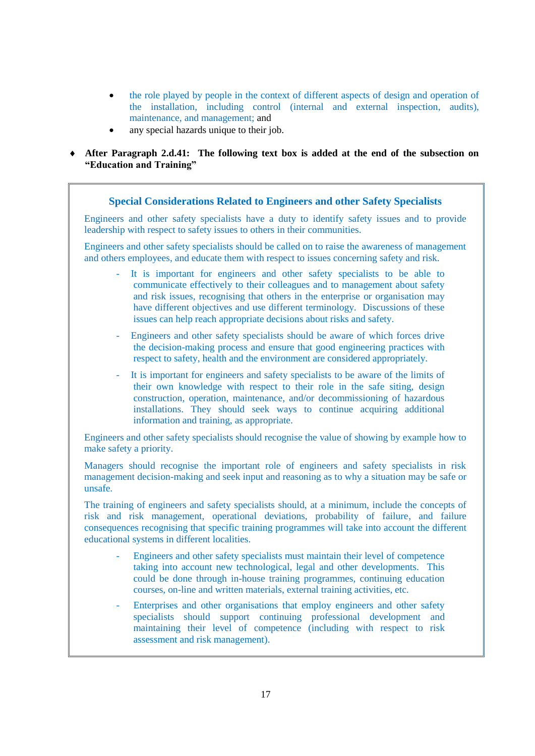- the role played by people in the context of different aspects of design and operation of the installation, including control (internal and external inspection, audits), maintenance, and management; and
- any special hazards unique to their job.

♦ **After Paragraph 2.d.41: The following text box is added at the end of the subsection on "Education and Training"**

### Special Considerations Related to Engineers and other Safety Specialists

Engineers and other safety specialists have a duty to identify safety issues and to provide leadership with respect to safety issues to others in their communities.

Engineers and other safety specialists should be called on to raise the awareness of management and others employees, and educate them with respect to issues concerning safety and risk.

- It is important for engineers and other safety specialists to be able to communicate effectively to their colleagues and to management about safety and risk issues, recognising that others in the enterprise or organisation may have different objectives and use different terminology. Discussions of these issues can help reach appropriate decisions about risks and safety.
- Engineers and other safety specialists should be aware of which forces drive the decision-making process and ensure that good engineering practices with respect to safety, health and the environment are considered appropriately.
- It is important for engineers and safety specialists to be aware of the limits of their own knowledge with respect to their role in the safe siting, design construction, operation, maintenance, and/or decommissioning of hazardous installations. They should seek ways to continue acquiring additional information and training, as appropriate.

Engineers and other safety specialists should recognise the value of showing by example how to make safety a priority.

Managers should recognise the important role of engineers and safety specialists in risk management decision-making and seek input and reasoning as to why a situation may be safe or unsafe.

The training of engineers and safety specialists should, at a minimum, include the concepts of risk and risk management, operational deviations, probability of failure, and failure consequences recognising that specific training programmes will take into account the different educational systems in different localities.

- Engineers and other safety specialists must maintain their level of competence taking into account new technological, legal and other developments. This could be done through in-house training programmes, continuing education courses, on-line and written materials, external training activities, etc.
- Enterprises and other organisations that employ engineers and other safety specialists should support continuing professional development and maintaining their level of competence (including with respect to risk assessment and risk management).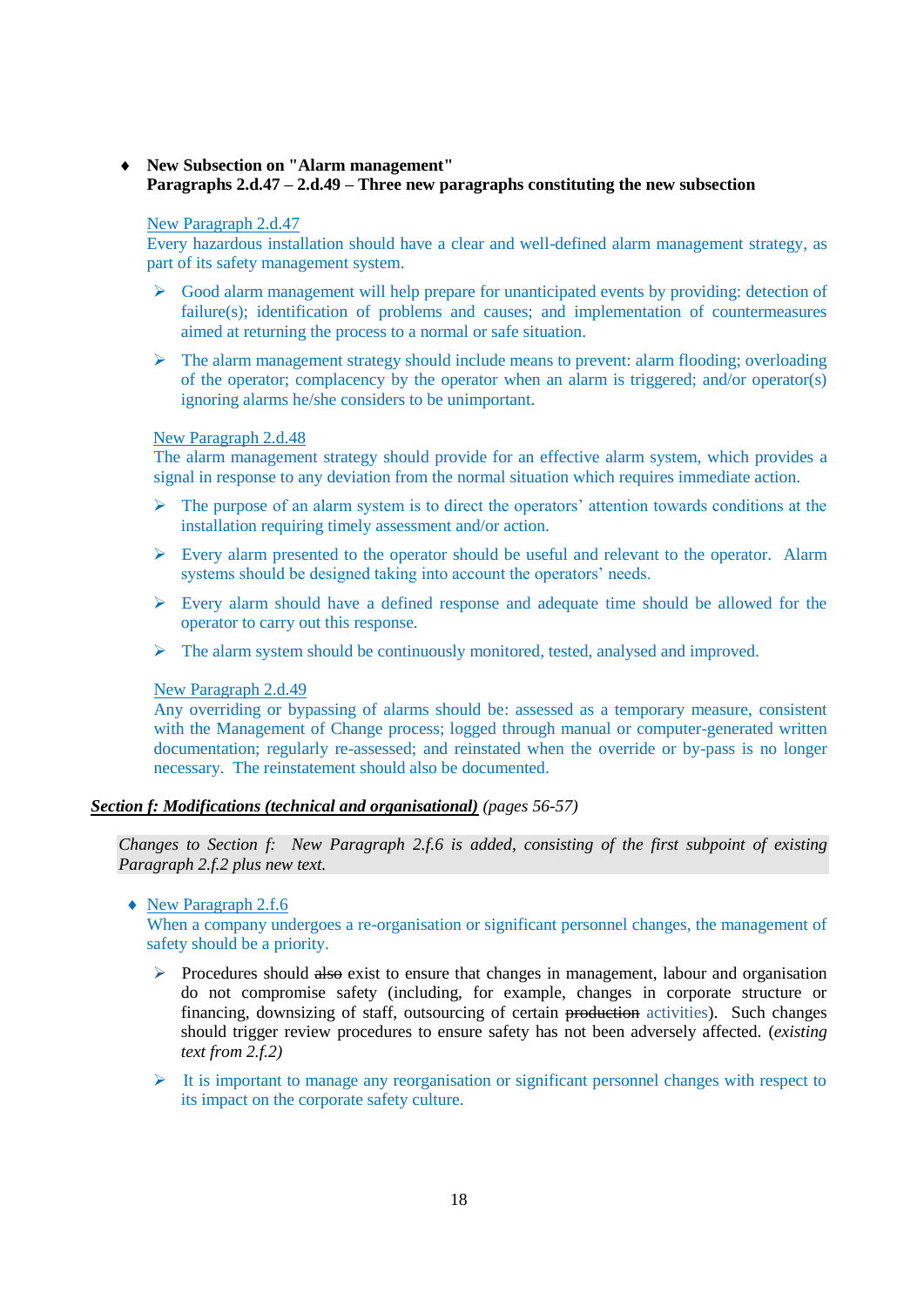- **New Subsection on "Alarm management"**
  **Paragraphs 2.d.47 – 2.d.49 – Three new paragraphs constituting the new subsection**

  New Paragraph 2.d.47
  Every hazardous installation should have a clear and well-defined alarm management strategy, as part of its safety management system.

  - Good alarm management will help prepare for unanticipated events by providing: detection of failure(s); identification of problems and causes; and implementation of countermeasures aimed at returning the process to a normal or safe situation.
  - The alarm management strategy should include means to prevent: alarm flooding; overloading of the operator; complacency by the operator when an alarm is triggered; and/or operator(s) ignoring alarms he/she considers to be unimportant.

  New Paragraph 2.d.48
  The alarm management strategy should provide for an effective alarm system, which provides a signal in response to any deviation from the normal situation which requires immediate action.

  - The purpose of an alarm system is to direct the operators' attention towards conditions at the installation requiring timely assessment and/or action.
  - Every alarm presented to the operator should be useful and relevant to the operator. Alarm systems should be designed taking into account the operators' needs.
  - Every alarm should have a defined response and adequate time should be allowed for the operator to carry out this response.
  - The alarm system should be continuously monitored, tested, analysed and improved.

  New Paragraph 2.d.49
  Any overriding or bypassing of alarms should be: assessed as a temporary measure, consistent with the Management of Change process; logged through manual or computer-generated written documentation; regularly re-assessed; and reinstated when the override or by-pass is no longer necessary. The reinstatement should also be documented.

***Section f: Modifications (technical and organisational)*** *(pages 56-57)*

*Changes to Section f: New Paragraph 2.f.6 is added, consisting of the first subpoint of existing Paragraph 2.f.2 plus new text.*

- New Paragraph 2.f.6
  When a company undergoes a re-organisation or significant personnel changes, the management of safety should be a priority.

  - Procedures should ~~also~~ exist to ensure that changes in management, labour and organisation do not compromise safety (including, for example, changes in corporate structure or financing, downsizing of staff, outsourcing of certain ~~production~~ activities). Such changes should trigger review procedures to ensure safety has not been adversely affected. *(existing text from 2.f.2)*
  - It is important to manage any reorganisation or significant personnel changes with respect to its impact on the corporate safety culture.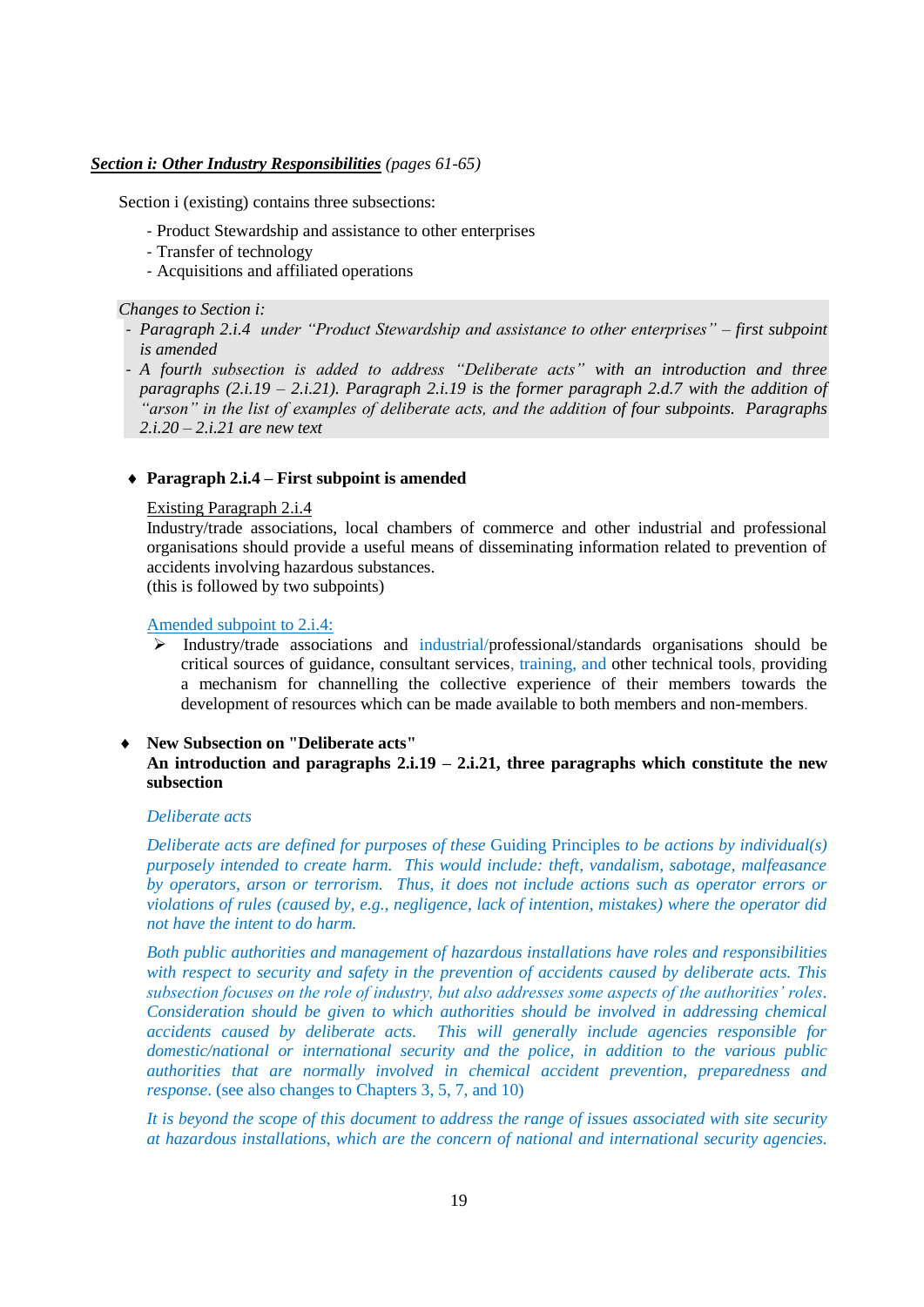***Section i: Other Industry Responsibilities*** *(pages 61-65)*

Section i (existing) contains three subsections:

- Product Stewardship and assistance to other enterprises
- Transfer of technology
- Acquisitions and affiliated operations

*Changes to Section i:*

- *Paragraph 2.i.4 under "Product Stewardship and assistance to other enterprises" – first subpoint is amended*
- *A fourth subsection is added to address "Deliberate acts" with an introduction and three paragraphs (2.i.19 – 2.i.21). Paragraph 2.i.19 is the former paragraph 2.d.7 with the addition of "arson" in the list of examples of deliberate acts, and the addition of four subpoints. Paragraphs 2.i.20 – 2.i.21 are new text*

♦ **Paragraph 2.i.4 – First subpoint is amended**

Existing Paragraph 2.i.4

Industry/trade associations, local chambers of commerce and other industrial and professional organisations should provide a useful means of disseminating information related to prevention of accidents involving hazardous substances.

(this is followed by two subpoints)

Amended subpoint to 2.i.4:

➢ Industry/trade associations and industrial/professional/standards organisations should be critical sources of guidance, consultant services, training, and other technical tools, providing a mechanism for channelling the collective experience of their members towards the development of resources which can be made available to both members and non-members.

♦ **New Subsection on "Deliberate acts"**
**An introduction and paragraphs 2.i.19 – 2.i.21, three paragraphs which constitute the new subsection**

*Deliberate acts*

*Deliberate acts are defined for purposes of these* Guiding Principles *to be actions by individual(s) purposely intended to create harm. This would include: theft, vandalism, sabotage, malfeasance by operators, arson or terrorism. Thus, it does not include actions such as operator errors or violations of rules (caused by, e.g., negligence, lack of intention, mistakes) where the operator did not have the intent to do harm.*

*Both public authorities and management of hazardous installations have roles and responsibilities with respect to security and safety in the prevention of accidents caused by deliberate acts. This subsection focuses on the role of industry, but also addresses some aspects of the authorities' roles. Consideration should be given to which authorities should be involved in addressing chemical accidents caused by deliberate acts. This will generally include agencies responsible for domestic/national or international security and the police, in addition to the various public authorities that are normally involved in chemical accident prevention, preparedness and response.* (see also changes to Chapters 3, 5, 7, and 10)

*It is beyond the scope of this document to address the range of issues associated with site security at hazardous installations, which are the concern of national and international security agencies.*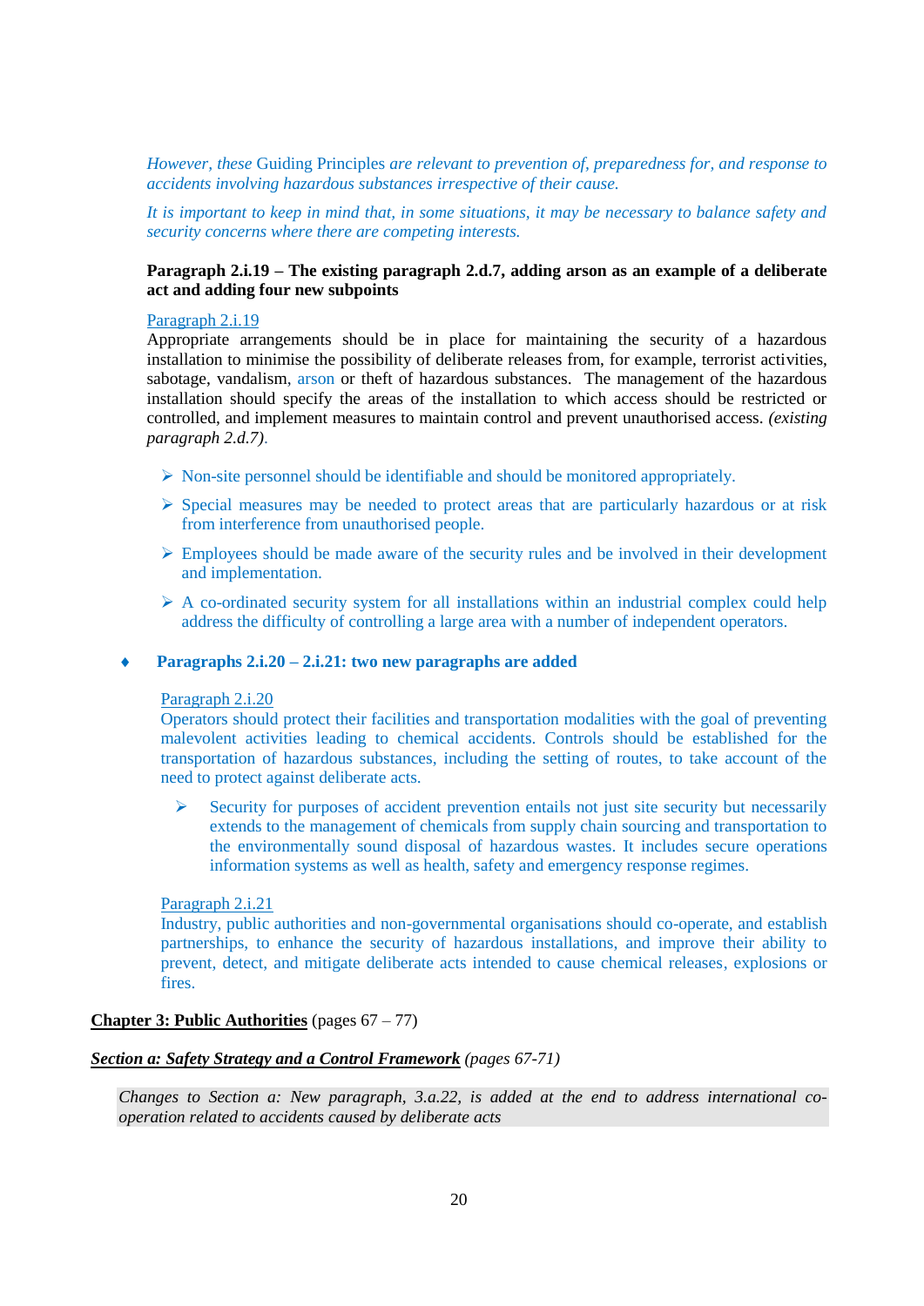*However, these* Guiding Principles *are relevant to prevention of, preparedness for, and response to accidents involving hazardous substances irrespective of their cause.*

*It is important to keep in mind that, in some situations, it may be necessary to balance safety and security concerns where there are competing interests.*

**Paragraph 2.i.19 – The existing paragraph 2.d.7, adding arson as an example of a deliberate act and adding four new subpoints**

Paragraph 2.i.19
Appropriate arrangements should be in place for maintaining the security of a hazardous installation to minimise the possibility of deliberate releases from, for example, terrorist activities, sabotage, vandalism, arson or theft of hazardous substances. The management of the hazardous installation should specify the areas of the installation to which access should be restricted or controlled, and implement measures to maintain control and prevent unauthorised access. *(existing paragraph 2.d.7).*

- Non-site personnel should be identifiable and should be monitored appropriately.
- Special measures may be needed to protect areas that are particularly hazardous or at risk from interference from unauthorised people.
- Employees should be made aware of the security rules and be involved in their development and implementation.
- A co-ordinated security system for all installations within an industrial complex could help address the difficulty of controlling a large area with a number of independent operators.

♦ **Paragraphs 2.i.20 – 2.i.21: two new paragraphs are added**

Paragraph 2.i.20
Operators should protect their facilities and transportation modalities with the goal of preventing malevolent activities leading to chemical accidents. Controls should be established for the transportation of hazardous substances, including the setting of routes, to take account of the need to protect against deliberate acts.

- Security for purposes of accident prevention entails not just site security but necessarily extends to the management of chemicals from supply chain sourcing and transportation to the environmentally sound disposal of hazardous wastes. It includes secure operations information systems as well as health, safety and emergency response regimes.

Paragraph 2.i.21
Industry, public authorities and non-governmental organisations should co-operate, and establish partnerships, to enhance the security of hazardous installations, and improve their ability to prevent, detect, and mitigate deliberate acts intended to cause chemical releases, explosions or fires.

**Chapter 3: Public Authorities** (pages 67 – 77)

***Section a: Safety Strategy and a Control Framework*** *(pages 67-71)*

*Changes to Section a: New paragraph, 3.a.22, is added at the end to address international co-operation related to accidents caused by deliberate acts*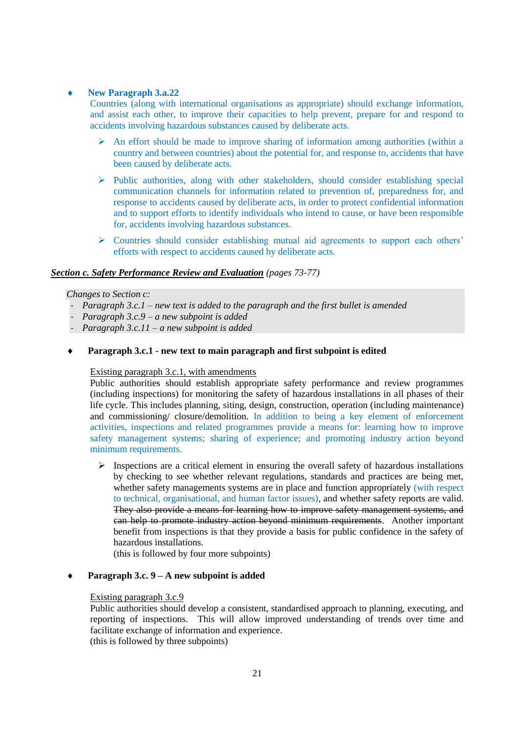- **New Paragraph 3.a.22**
  Countries (along with international organisations as appropriate) should exchange information, and assist each other, to improve their capacities to help prevent, prepare for and respond to accidents involving hazardous substances caused by deliberate acts.

  - An effort should be made to improve sharing of information among authorities (within a country and between countries) about the potential for, and response to, accidents that have been caused by deliberate acts.

  - Public authorities, along with other stakeholders, should consider establishing special communication channels for information related to prevention of, preparedness for, and response to accidents caused by deliberate acts, in order to protect confidential information and to support efforts to identify individuals who intend to cause, or have been responsible for, accidents involving hazardous substances.

  - Countries should consider establishing mutual aid agreements to support each others' efforts with respect to accidents caused by deliberate acts.

***<u>Section c. Safety Performance Review and Evaluation</u>*** *(pages 73-77)*

*Changes to Section c:*
- *Paragraph 3.c.1 – new text is added to the paragraph and the first bullet is amended*
- *Paragraph 3.c.9 – a new subpoint is added*
- *Paragraph 3.c.11 – a new subpoint is added*

- **Paragraph 3.c.1 - new text to main paragraph and first subpoint is edited**

  <u>Existing paragraph 3.c.1, with amendments</u>
  Public authorities should establish appropriate safety performance and review programmes (including inspections) for monitoring the safety of hazardous installations in all phases of their life cycle. This includes planning, siting, design, construction, operation (including maintenance) and commissioning/ closure/demolition. In addition to being a key element of enforcement activities, inspections and related programmes provide a means for: learning how to improve safety management systems; sharing of experience; and promoting industry action beyond minimum requirements.

  - Inspections are a critical element in ensuring the overall safety of hazardous installations by checking to see whether relevant regulations, standards and practices are being met, whether safety managements systems are in place and function appropriately (with respect to technical, organisational, and human factor issues), and whether safety reports are valid. ~~They also provide a means for learning how to improve safety management systems, and can help to promote industry action beyond minimum requirements~~. Another important benefit from inspections is that they provide a basis for public confidence in the safety of hazardous installations.
    (this is followed by four more subpoints)

- **Paragraph 3.c. 9 – A new subpoint is added**

  <u>Existing paragraph 3.c.9</u>
  Public authorities should develop a consistent, standardised approach to planning, executing, and reporting of inspections. This will allow improved understanding of trends over time and facilitate exchange of information and experience.
  (this is followed by three subpoints)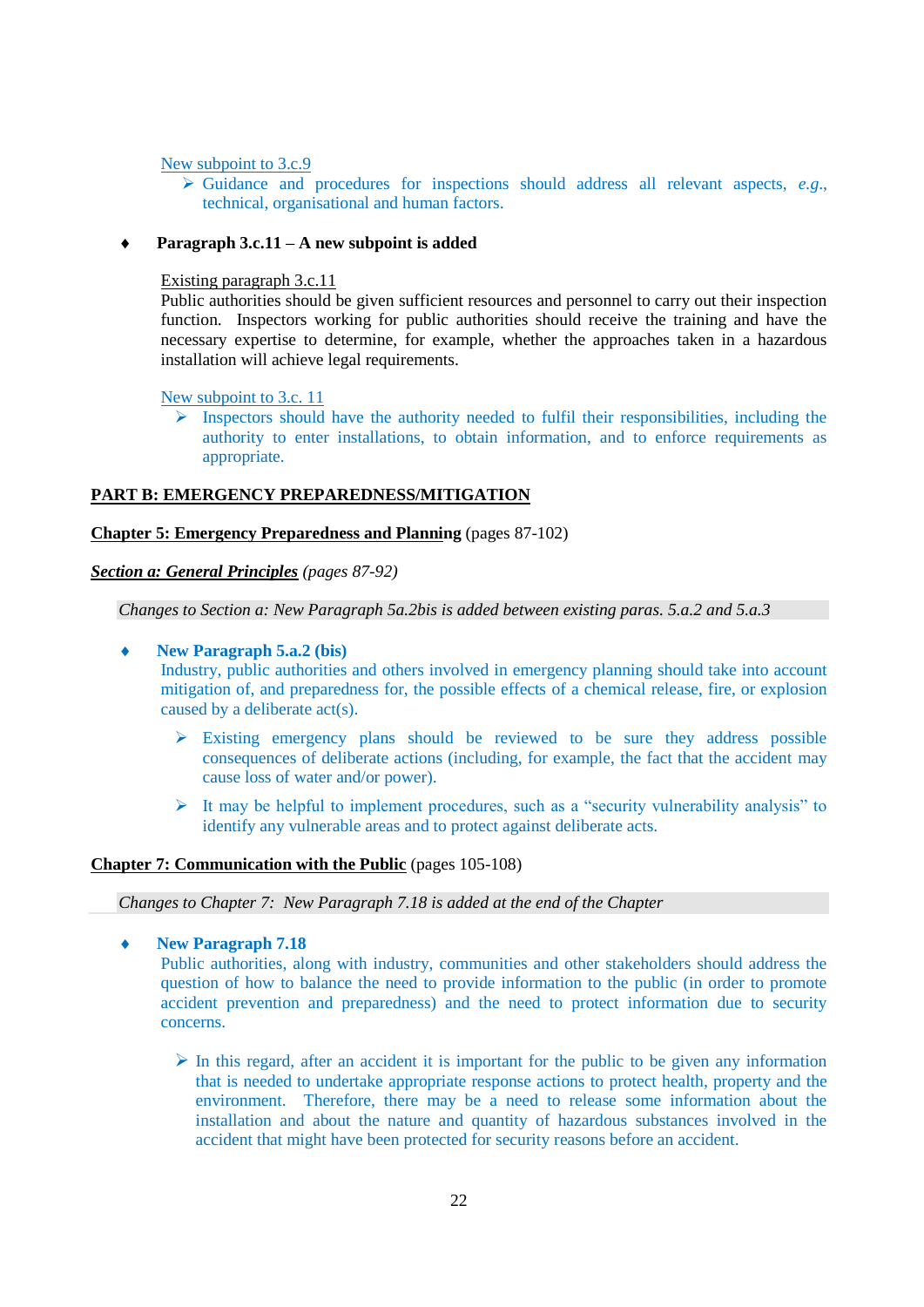New subpoint to 3.c.9

- Guidance and procedures for inspections should address all relevant aspects, *e.g.*, technical, organisational and human factors.

♦ **Paragraph 3.c.11 – A new subpoint is added**

Existing paragraph 3.c.11

Public authorities should be given sufficient resources and personnel to carry out their inspection function. Inspectors working for public authorities should receive the training and have the necessary expertise to determine, for example, whether the approaches taken in a hazardous installation will achieve legal requirements.

New subpoint to 3.c. 11

- Inspectors should have the authority needed to fulfil their responsibilities, including the authority to enter installations, to obtain information, and to enforce requirements as appropriate.

## PART B: EMERGENCY PREPAREDNESS/MITIGATION

### Chapter 5: Emergency Preparedness and Planning (pages 87-102)

#### *Section a: General Principles (pages 87-92)*

*Changes to Section a: New Paragraph 5a.2bis is added between existing paras. 5.a.2 and 5.a.3*

♦ **New Paragraph 5.a.2 (bis)**

Industry, public authorities and others involved in emergency planning should take into account mitigation of, and preparedness for, the possible effects of a chemical release, fire, or explosion caused by a deliberate act(s).

- Existing emergency plans should be reviewed to be sure they address possible consequences of deliberate actions (including, for example, the fact that the accident may cause loss of water and/or power).
- It may be helpful to implement procedures, such as a "security vulnerability analysis" to identify any vulnerable areas and to protect against deliberate acts.

### Chapter 7: Communication with the Public (pages 105-108)

*Changes to Chapter 7: New Paragraph 7.18 is added at the end of the Chapter*

♦ **New Paragraph 7.18**

Public authorities, along with industry, communities and other stakeholders should address the question of how to balance the need to provide information to the public (in order to promote accident prevention and preparedness) and the need to protect information due to security concerns.

- In this regard, after an accident it is important for the public to be given any information that is needed to undertake appropriate response actions to protect health, property and the environment. Therefore, there may be a need to release some information about the installation and about the nature and quantity of hazardous substances involved in the accident that might have been protected for security reasons before an accident.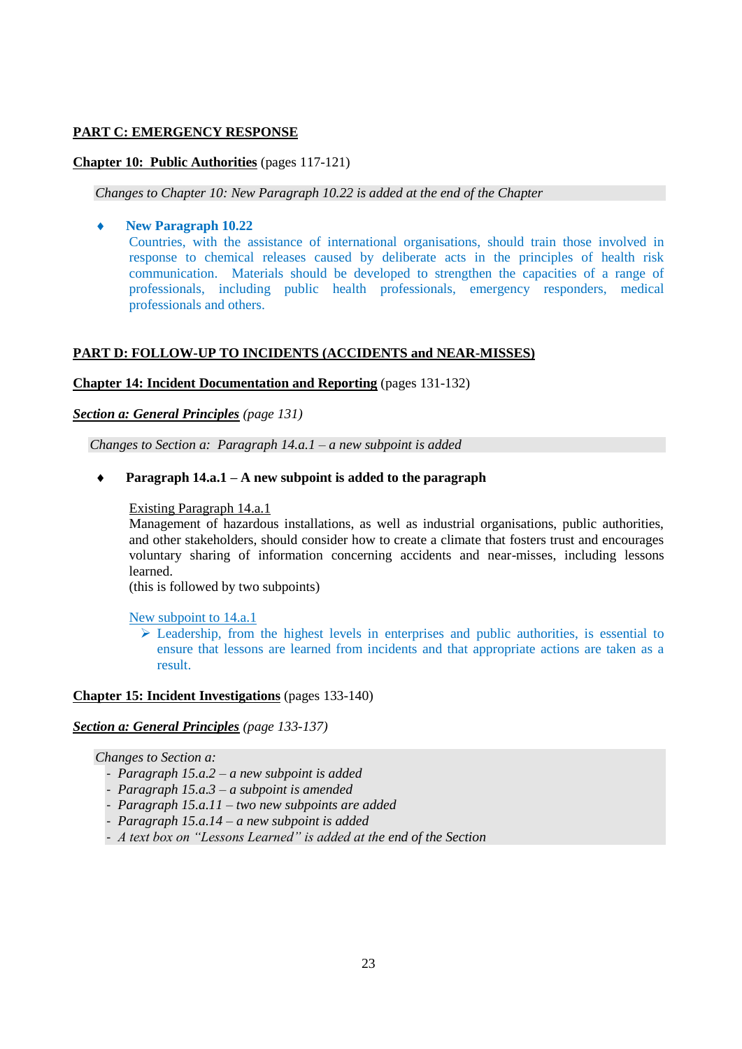**PART C: EMERGENCY RESPONSE**

**Chapter 10: Public Authorities** (pages 117-121)

*Changes to Chapter 10: New Paragraph 10.22 is added at the end of the Chapter*

- **New Paragraph 10.22**
  Countries, with the assistance of international organisations, should train those involved in response to chemical releases caused by deliberate acts in the principles of health risk communication. Materials should be developed to strengthen the capacities of a range of professionals, including public health professionals, emergency responders, medical professionals and others.

**PART D: FOLLOW-UP TO INCIDENTS (ACCIDENTS and NEAR-MISSES)**

**Chapter 14: Incident Documentation and Reporting** (pages 131-132)

***Section a: General Principles*** *(page 131)*

*Changes to Section a: Paragraph 14.a.1 – a new subpoint is added*

- **Paragraph 14.a.1 – A new subpoint is added to the paragraph**

  Existing Paragraph 14.a.1
  Management of hazardous installations, as well as industrial organisations, public authorities, and other stakeholders, should consider how to create a climate that fosters trust and encourages voluntary sharing of information concerning accidents and near-misses, including lessons learned.
  (this is followed by two subpoints)

  New subpoint to 14.a.1
  - Leadership, from the highest levels in enterprises and public authorities, is essential to ensure that lessons are learned from incidents and that appropriate actions are taken as a result.

**Chapter 15: Incident Investigations** (pages 133-140)

***Section a: General Principles*** *(page 133-137)*

*Changes to Section a:*
- *Paragraph 15.a.2 – a new subpoint is added*
- *Paragraph 15.a.3 – a subpoint is amended*
- *Paragraph 15.a.11 – two new subpoints are added*
- *Paragraph 15.a.14 – a new subpoint is added*
- *A text box on "Lessons Learned" is added at the end of the Section*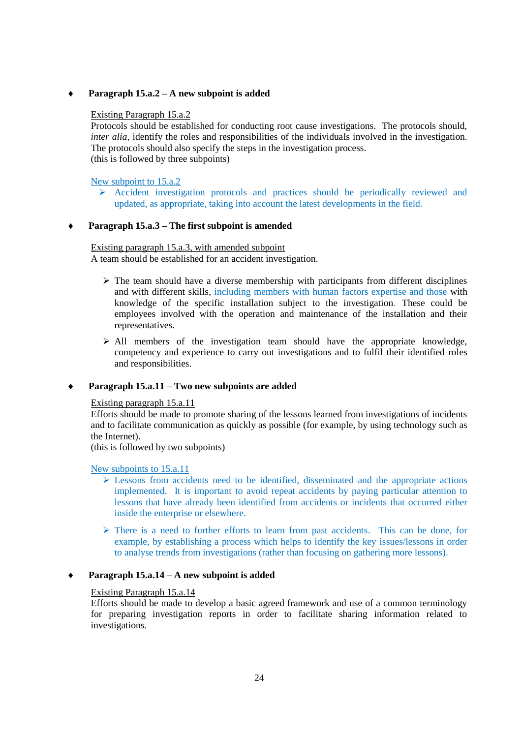- **Paragraph 15.a.2 – A new subpoint is added**

  <u>Existing Paragraph 15.a.2</u>
  Protocols should be established for conducting root cause investigations. The protocols should, *inter alia*, identify the roles and responsibilities of the individuals involved in the investigation. The protocols should also specify the steps in the investigation process.
  (this is followed by three subpoints)

  <u>New subpoint to 15.a.2</u>
  - Accident investigation protocols and practices should be periodically reviewed and updated, as appropriate, taking into account the latest developments in the field.

- **Paragraph 15.a.3 – The first subpoint is amended**

  <u>Existing paragraph 15.a.3, with amended subpoint</u>
  A team should be established for an accident investigation.

  - The team should have a diverse membership with participants from different disciplines and with different skills, including members with human factors expertise and those with knowledge of the specific installation subject to the investigation. These could be employees involved with the operation and maintenance of the installation and their representatives.
  - All members of the investigation team should have the appropriate knowledge, competency and experience to carry out investigations and to fulfil their identified roles and responsibilities.

- **Paragraph 15.a.11 – Two new subpoints are added**

  <u>Existing paragraph 15.a.11</u>
  Efforts should be made to promote sharing of the lessons learned from investigations of incidents and to facilitate communication as quickly as possible (for example, by using technology such as the Internet).
  (this is followed by two subpoints)

  <u>New subpoints to 15.a.11</u>
  - Lessons from accidents need to be identified, disseminated and the appropriate actions implemented. It is important to avoid repeat accidents by paying particular attention to lessons that have already been identified from accidents or incidents that occurred either inside the enterprise or elsewhere.
  - There is a need to further efforts to learn from past accidents. This can be done, for example, by establishing a process which helps to identify the key issues/lessons in order to analyse trends from investigations (rather than focusing on gathering more lessons).

- **Paragraph 15.a.14 – A new subpoint is added**

  <u>Existing Paragraph 15.a.14</u>
  Efforts should be made to develop a basic agreed framework and use of a common terminology for preparing investigation reports in order to facilitate sharing information related to investigations.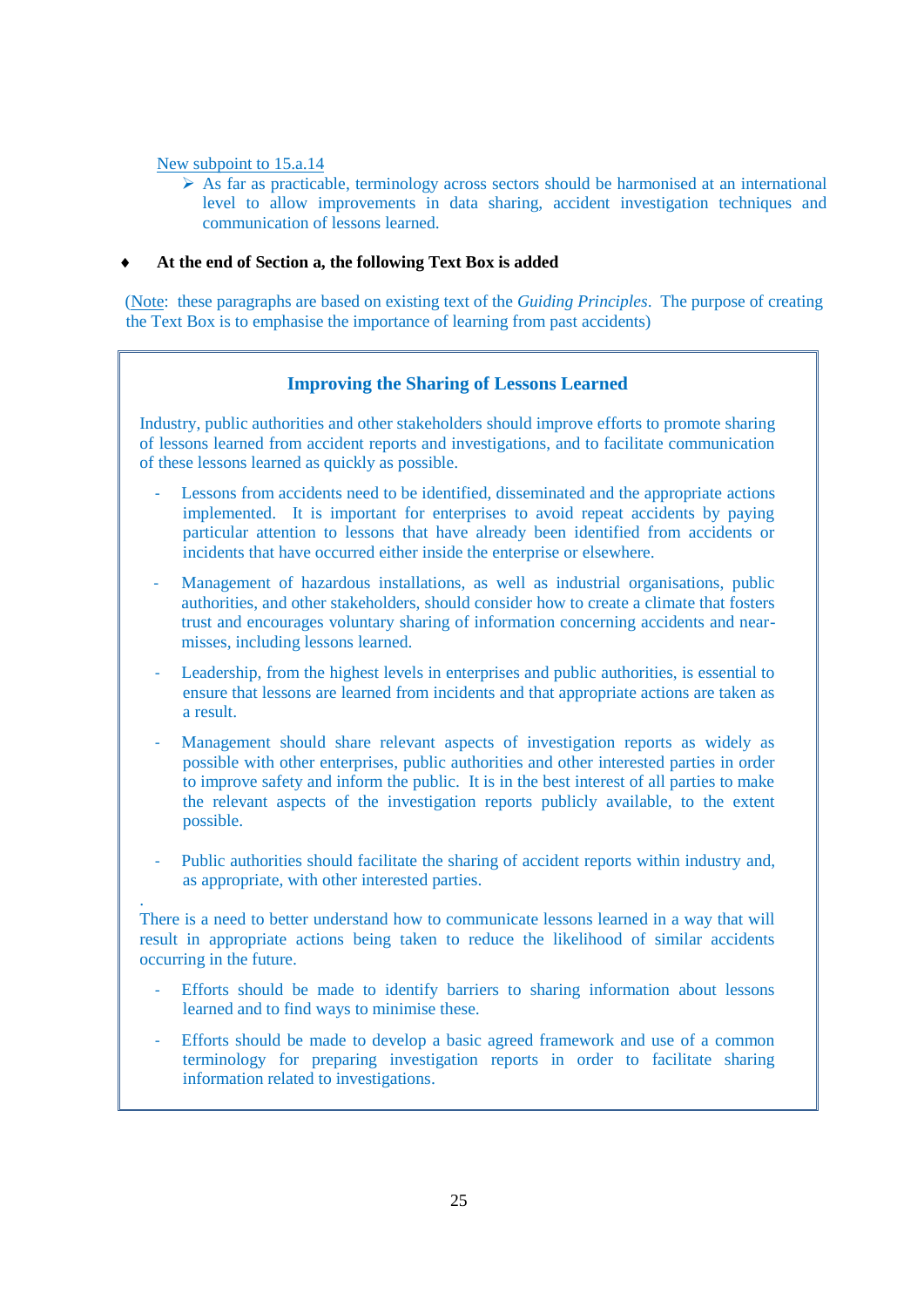New subpoint to 15.a.14

- As far as practicable, terminology across sectors should be harmonised at an international level to allow improvements in data sharing, accident investigation techniques and communication of lessons learned.

♦ **At the end of Section a, the following Text Box is added**

(Note: these paragraphs are based on existing text of the *Guiding Principles*. The purpose of creating the Text Box is to emphasise the importance of learning from past accidents)

### Improving the Sharing of Lessons Learned

Industry, public authorities and other stakeholders should improve efforts to promote sharing of lessons learned from accident reports and investigations, and to facilitate communication of these lessons learned as quickly as possible.

- Lessons from accidents need to be identified, disseminated and the appropriate actions implemented. It is important for enterprises to avoid repeat accidents by paying particular attention to lessons that have already been identified from accidents or incidents that have occurred either inside the enterprise or elsewhere.
- Management of hazardous installations, as well as industrial organisations, public authorities, and other stakeholders, should consider how to create a climate that fosters trust and encourages voluntary sharing of information concerning accidents and near-misses, including lessons learned.
- Leadership, from the highest levels in enterprises and public authorities, is essential to ensure that lessons are learned from incidents and that appropriate actions are taken as a result.
- Management should share relevant aspects of investigation reports as widely as possible with other enterprises, public authorities and other interested parties in order to improve safety and inform the public. It is in the best interest of all parties to make the relevant aspects of the investigation reports publicly available, to the extent possible.
- Public authorities should facilitate the sharing of accident reports within industry and, as appropriate, with other interested parties.

There is a need to better understand how to communicate lessons learned in a way that will result in appropriate actions being taken to reduce the likelihood of similar accidents occurring in the future.

- Efforts should be made to identify barriers to sharing information about lessons learned and to find ways to minimise these.
- Efforts should be made to develop a basic agreed framework and use of a common terminology for preparing investigation reports in order to facilitate sharing information related to investigations.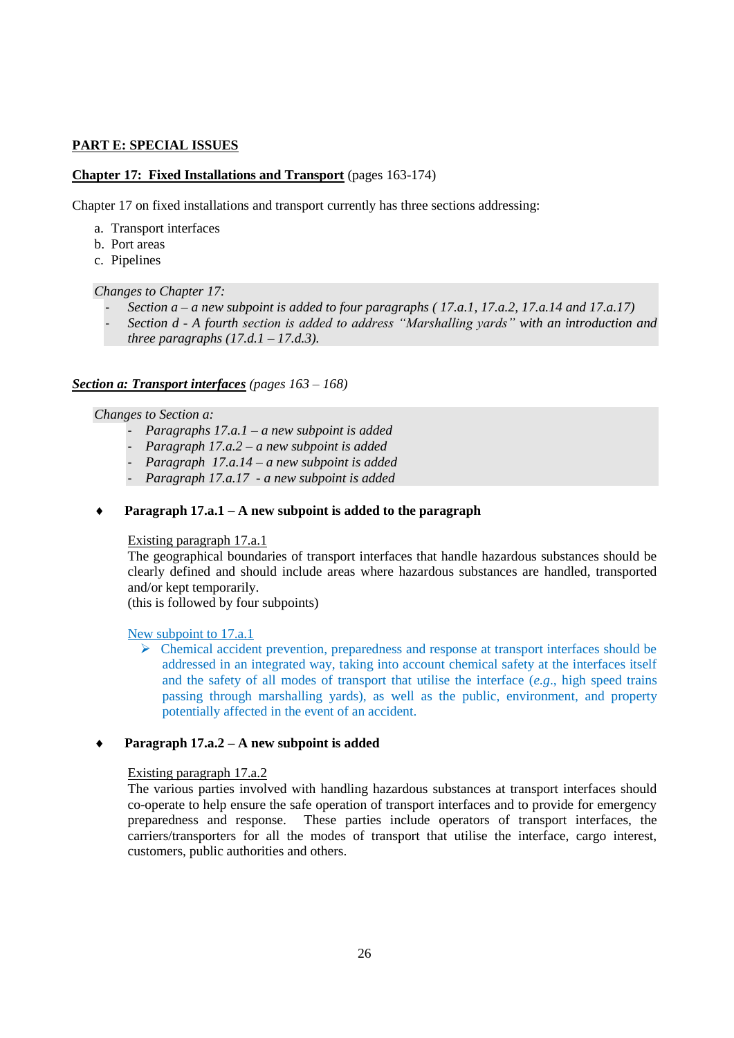**PART E: SPECIAL ISSUES**

**Chapter 17: Fixed Installations and Transport** (pages 163-174)

Chapter 17 on fixed installations and transport currently has three sections addressing:

a. Transport interfaces
b. Port areas
c. Pipelines

*Changes to Chapter 17:*

- *Section a – a new subpoint is added to four paragraphs ( 17.a.1, 17.a.2, 17.a.14 and 17.a.17)*
- *Section d - A fourth section is added to address "Marshalling yards" with an introduction and three paragraphs (17.d.1 – 17.d.3).*

***Section a: Transport interfaces*** *(pages 163 – 168)*

*Changes to Section a:*

- *Paragraphs 17.a.1 – a new subpoint is added*
- *Paragraph 17.a.2 – a new subpoint is added*
- *Paragraph 17.a.14 – a new subpoint is added*
- *Paragraph 17.a.17 - a new subpoint is added*

♦ **Paragraph 17.a.1 – A new subpoint is added to the paragraph**

Existing paragraph 17.a.1
The geographical boundaries of transport interfaces that handle hazardous substances should be clearly defined and should include areas where hazardous substances are handled, transported and/or kept temporarily.
(this is followed by four subpoints)

New subpoint to 17.a.1

➢ Chemical accident prevention, preparedness and response at transport interfaces should be addressed in an integrated way, taking into account chemical safety at the interfaces itself and the safety of all modes of transport that utilise the interface (*e.g*., high speed trains passing through marshalling yards), as well as the public, environment, and property potentially affected in the event of an accident.

♦ **Paragraph 17.a.2 – A new subpoint is added**

Existing paragraph 17.a.2
The various parties involved with handling hazardous substances at transport interfaces should co-operate to help ensure the safe operation of transport interfaces and to provide for emergency preparedness and response. These parties include operators of transport interfaces, the carriers/transporters for all the modes of transport that utilise the interface, cargo interest, customers, public authorities and others.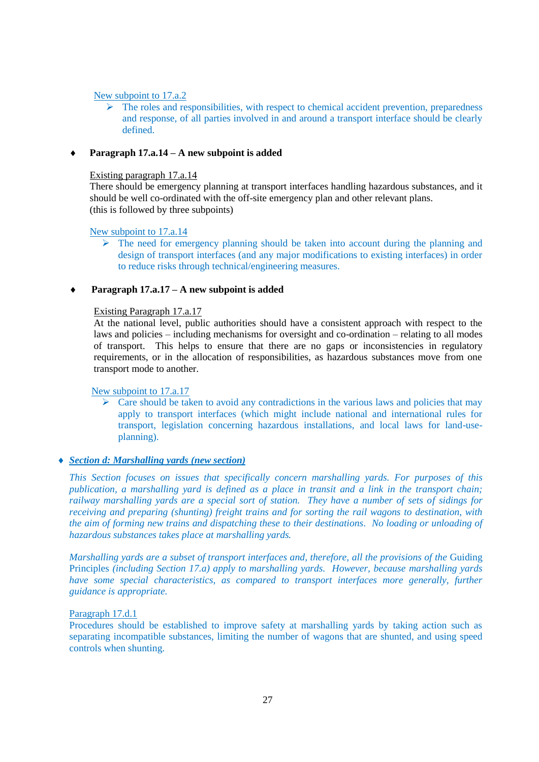New subpoint to 17.a.2

- The roles and responsibilities, with respect to chemical accident prevention, preparedness and response, of all parties involved in and around a transport interface should be clearly defined.

- **Paragraph 17.a.14 – A new subpoint is added**

Existing paragraph 17.a.14
There should be emergency planning at transport interfaces handling hazardous substances, and it should be well co-ordinated with the off-site emergency plan and other relevant plans.
(this is followed by three subpoints)

New subpoint to 17.a.14

- The need for emergency planning should be taken into account during the planning and design of transport interfaces (and any major modifications to existing interfaces) in order to reduce risks through technical/engineering measures.

- **Paragraph 17.a.17 – A new subpoint is added**

Existing Paragraph 17.a.17
At the national level, public authorities should have a consistent approach with respect to the laws and policies – including mechanisms for oversight and co-ordination – relating to all modes of transport. This helps to ensure that there are no gaps or inconsistencies in regulatory requirements, or in the allocation of responsibilities, as hazardous substances move from one transport mode to another.

New subpoint to 17.a.17

- Care should be taken to avoid any contradictions in the various laws and policies that may apply to transport interfaces (which might include national and international rules for transport, legislation concerning hazardous installations, and local laws for land-use-planning).

- ***Section d: Marshalling yards (new section)***

*This Section focuses on issues that specifically concern marshalling yards. For purposes of this publication, a marshalling yard is defined as a place in transit and a link in the transport chain; railway marshalling yards are a special sort of station. They have a number of sets of sidings for receiving and preparing (shunting) freight trains and for sorting the rail wagons to destination, with the aim of forming new trains and dispatching these to their destinations. No loading or unloading of hazardous substances takes place at marshalling yards.*

*Marshalling yards are a subset of transport interfaces and, therefore, all the provisions of the* Guiding Principles *(including Section 17.a) apply to marshalling yards. However, because marshalling yards have some special characteristics, as compared to transport interfaces more generally, further guidance is appropriate.*

Paragraph 17.d.1
Procedures should be established to improve safety at marshalling yards by taking action such as separating incompatible substances, limiting the number of wagons that are shunted, and using speed controls when shunting.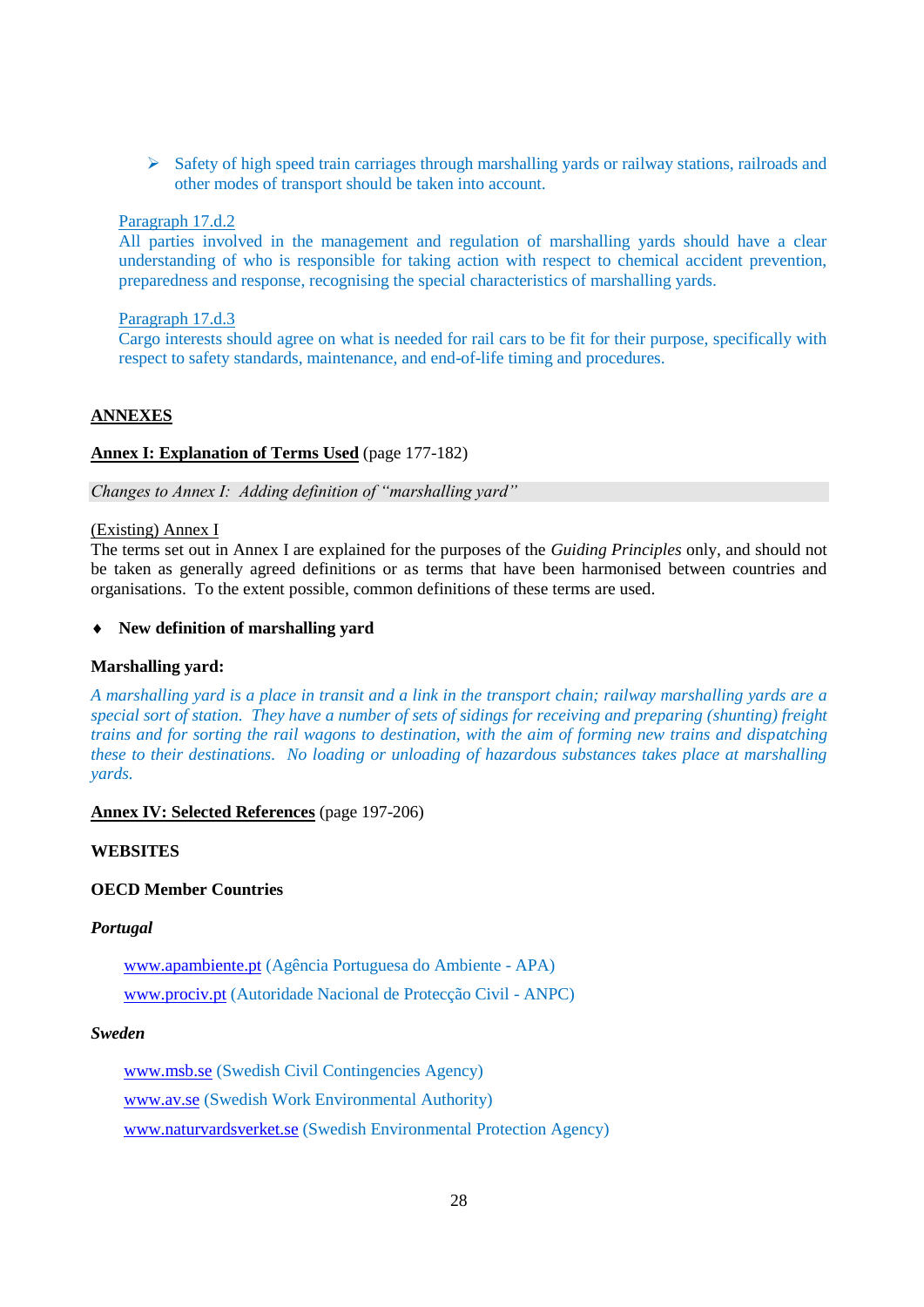- Safety of high speed train carriages through marshalling yards or railway stations, railroads and other modes of transport should be taken into account.

Paragraph 17.d.2

All parties involved in the management and regulation of marshalling yards should have a clear understanding of who is responsible for taking action with respect to chemical accident prevention, preparedness and response, recognising the special characteristics of marshalling yards.

Paragraph 17.d.3

Cargo interests should agree on what is needed for rail cars to be fit for their purpose, specifically with respect to safety standards, maintenance, and end-of-life timing and procedures.

## ANNEXES

**Annex I: Explanation of Terms Used** (page 177-182)

*Changes to Annex I: Adding definition of "marshalling yard"*

(Existing) Annex I

The terms set out in Annex I are explained for the purposes of the *Guiding Principles* only, and should not be taken as generally agreed definitions or as terms that have been harmonised between countries and organisations. To the extent possible, common definitions of these terms are used.

- **New definition of marshalling yard**

**Marshalling yard:**

*A marshalling yard is a place in transit and a link in the transport chain; railway marshalling yards are a special sort of station. They have a number of sets of sidings for receiving and preparing (shunting) freight trains and for sorting the rail wagons to destination, with the aim of forming new trains and dispatching these to their destinations. No loading or unloading of hazardous substances takes place at marshalling yards.*

**Annex IV: Selected References** (page 197-206)

**WEBSITES**

**OECD Member Countries**

***Portugal***

www.apambiente.pt (Agência Portuguesa do Ambiente - APA)

www.prociv.pt (Autoridade Nacional de Protecção Civil - ANPC)

***Sweden***

www.msb.se (Swedish Civil Contingencies Agency)

www.av.se (Swedish Work Environmental Authority)

www.naturvardsverket.se (Swedish Environmental Protection Agency)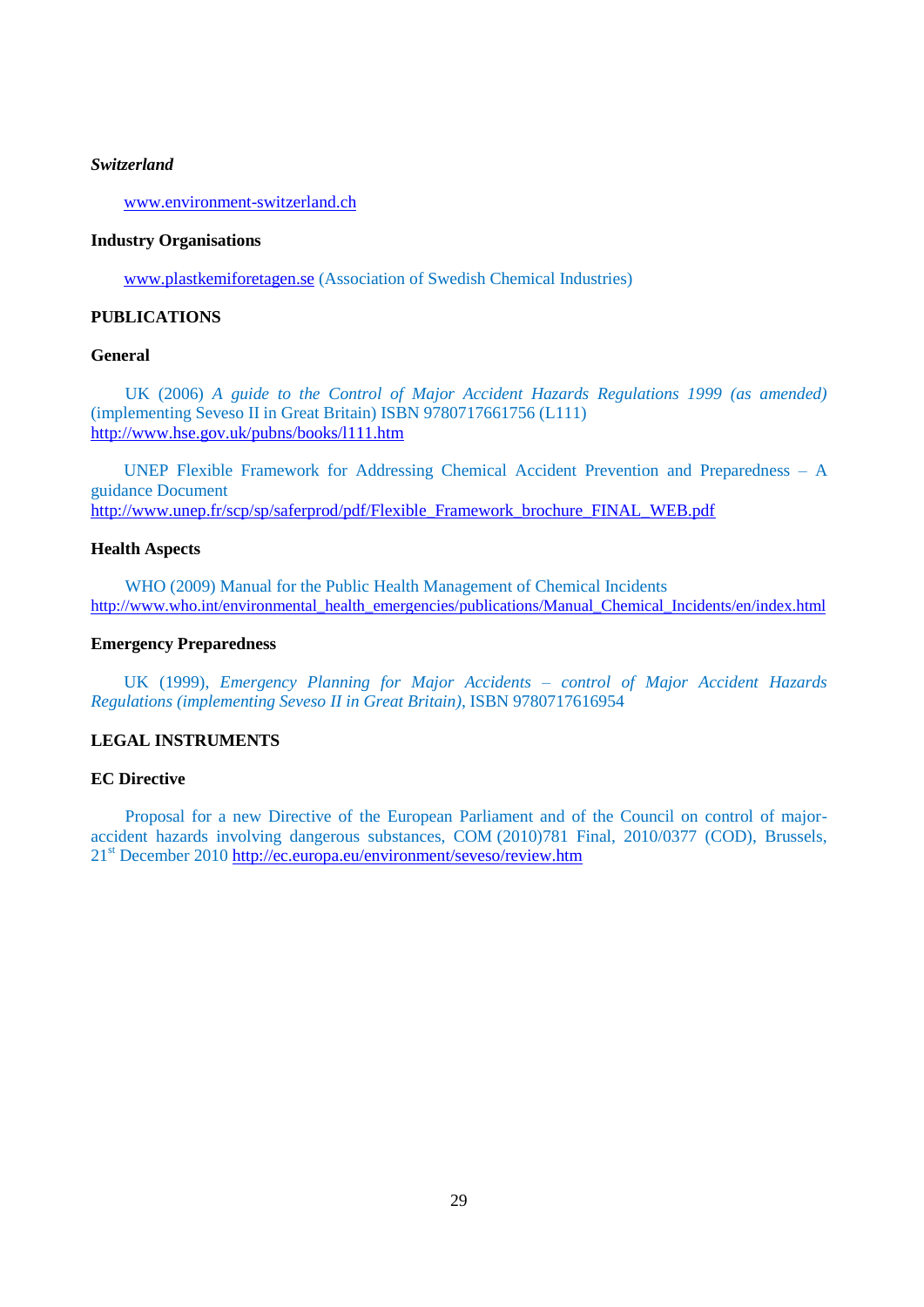***Switzerland***

www.environment-switzerland.ch

**Industry Organisations**

www.plastkemiforetagen.se (Association of Swedish Chemical Industries)

## PUBLICATIONS

**General**

UK (2006) *A guide to the Control of Major Accident Hazards Regulations 1999 (as amended)* (implementing Seveso II in Great Britain) ISBN 9780717661756 (L111) http://www.hse.gov.uk/pubns/books/l111.htm

UNEP Flexible Framework for Addressing Chemical Accident Prevention and Preparedness – A guidance Document http://www.unep.fr/scp/sp/saferprod/pdf/Flexible_Framework_brochure_FINAL_WEB.pdf

**Health Aspects**

WHO (2009) Manual for the Public Health Management of Chemical Incidents http://www.who.int/environmental_health_emergencies/publications/Manual_Chemical_Incidents/en/index.html

**Emergency Preparedness**

UK (1999), *Emergency Planning for Major Accidents – control of Major Accident Hazards Regulations (implementing Seveso II in Great Britain)*, ISBN 9780717616954

## LEGAL INSTRUMENTS

**EC Directive**

Proposal for a new Directive of the European Parliament and of the Council on control of major-accident hazards involving dangerous substances, COM (2010)781 Final, 2010/0377 (COD), Brussels, 21st December 2010 http://ec.europa.eu/environment/seveso/review.htm